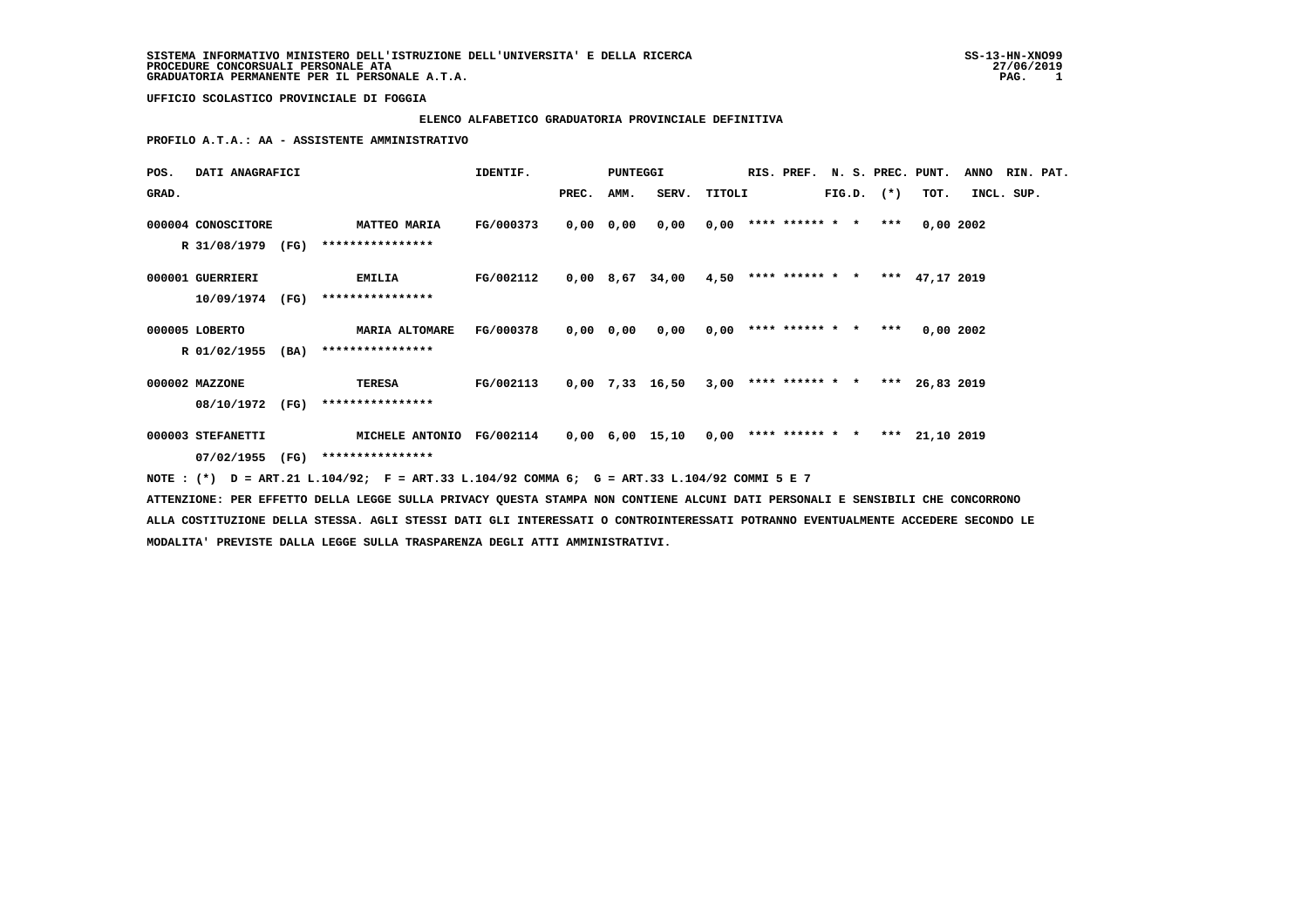SISTEMA INFORMATIVO MINISTERO DELL'ISTRUZIONE DELL'UNIVERSITA' E DELLA RICERCA
PROCEDURE CONCORSUALI PERSONALE ATA
GRADUATORIA PERMANENTE PER IL PERSONALE A.T.A.

UFFICIO SCOLASTICO PROVINCIALE DI FOGGIA

ELENCO ALFABETICO GRADUATORIA PROVINCIALE DEFINITIVA

PROFILO A.T.A.: AA - ASSISTENTE AMMINISTRATIVO

| POS. GRAD. | DATI ANAGRAFICI | | IDENTIF. | PUNTEGGI PREC. | AMM. | SERV. | TITOLI | RIS. | PREF. | N. S. FIG.D. | PREC. (*) | PUNT. TOT. | ANNO INCL. | RIN. PAT. SUP. |
|---|---|---|---|---|---|---|---|---|---|---|---|---|---|---|
| 000004 | CONOSCITORE R 31/08/1979 (FG) | MATTEO MARIA **************** | FG/000373 | 0,00 | 0,00 | 0,00 | 0,00 | **** | ****** | * * | *** | 0,00 | 2002 | |
| 000001 | GUERRIERI 10/09/1974 (FG) | EMILIA **************** | FG/002112 | 0,00 | 8,67 | 34,00 | 4,50 | **** | ****** | * * | *** | 47,17 | 2019 | |
| 000005 | LOBERTO R 01/02/1955 (BA) | MARIA ALTOMARE **************** | FG/000378 | 0,00 | 0,00 | 0,00 | 0,00 | **** | ****** | * * | *** | 0,00 | 2002 | |
| 000002 | MAZZONE 08/10/1972 (FG) | TERESA **************** | FG/002113 | 0,00 | 7,33 | 16,50 | 3,00 | **** | ****** | * * | *** | 26,83 | 2019 | |
| 000003 | STEFANETTI 07/02/1955 (FG) | MICHELE ANTONIO **************** | FG/002114 | 0,00 | 6,00 | 15,10 | 0,00 | **** | ****** | * * | *** | 21,10 | 2019 | |

NOTE : (*) D = ART.21 L.104/92; F = ART.33 L.104/92 COMMA 6; G = ART.33 L.104/92 COMMI 5 E 7

ATTENZIONE: PER EFFETTO DELLA LEGGE SULLA PRIVACY QUESTA STAMPA NON CONTIENE ALCUNI DATI PERSONALI E SENSIBILI CHE CONCORRONO ALLA COSTITUZIONE DELLA STESSA. AGLI STESSI DATI GLI INTERESSATI O CONTROINTERESSATI POTRANNO EVENTUALMENTE ACCEDERE SECONDO LE MODALITA' PREVISTE DALLA LEGGE SULLA TRASPARENZA DEGLI ATTI AMMINISTRATIVI.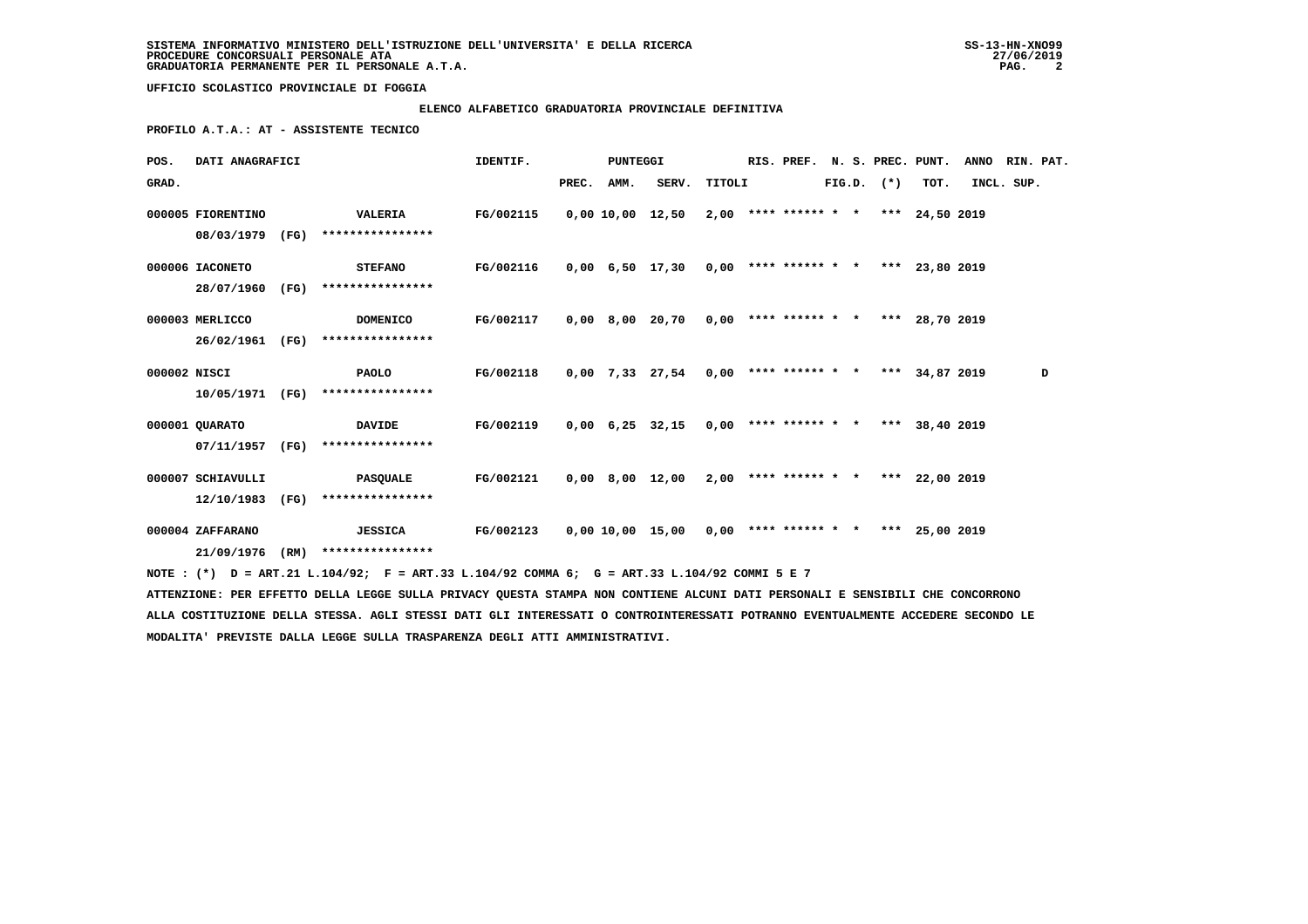SISTEMA INFORMATIVO MINISTERO DELL'ISTRUZIONE DELL'UNIVERSITA' E DELLA RICERCA
PROCEDURE CONCORSUALI PERSONALE ATA
GRADUATORIA PERMANENTE PER IL PERSONALE A.T.A.

UFFICIO SCOLASTICO PROVINCIALE DI FOGGIA

ELENCO ALFABETICO GRADUATORIA PROVINCIALE DEFINITIVA

PROFILO A.T.A.: AT - ASSISTENTE TECNICO

| POS. GRAD. | DATI ANAGRAFICI | | IDENTIF. | PUNTEGGI PREC. | AMM. | SERV. | TITOLI | RIS. | PREF. | N. S. FIG.D. | PREC. (*) | PUNT. TOT. | ANNO INCL. | RIN. SUP. | PAT. |
|---|---|---|---|---|---|---|---|---|---|---|---|---|---|---|---|
| 000005 | FIORENTINO 08/03/1979 (FG) | VALERIA **************** | FG/002115 | 0,00 | 10,00 | 12,50 | 2,00 | **** | ****** | * * | *** | 24,50 | 2019 | | |
| 000006 | IACONETO 28/07/1960 (FG) | STEFANO **************** | FG/002116 | 0,00 | 6,50 | 17,30 | 0,00 | **** | ****** | * * | *** | 23,80 | 2019 | | |
| 000003 | MERLICCO 26/02/1961 (FG) | DOMENICO **************** | FG/002117 | 0,00 | 8,00 | 20,70 | 0,00 | **** | ****** | * * | *** | 28,70 | 2019 | | |
| 000002 | NISCI 10/05/1971 (FG) | PAOLO **************** | FG/002118 | 0,00 | 7,33 | 27,54 | 0,00 | **** | ****** | * * | *** | 34,87 | 2019 | | D |
| 000001 | QUARATO 07/11/1957 (FG) | DAVIDE **************** | FG/002119 | 0,00 | 6,25 | 32,15 | 0,00 | **** | ****** | * * | *** | 38,40 | 2019 | | |
| 000007 | SCHIAVULLI 12/10/1983 (FG) | PASQUALE **************** | FG/002121 | 0,00 | 8,00 | 12,00 | 2,00 | **** | ****** | * * | *** | 22,00 | 2019 | | |
| 000004 | ZAFFARANO 21/09/1976 (RM) | JESSICA **************** | FG/002123 | 0,00 | 10,00 | 15,00 | 0,00 | **** | ****** | * * | *** | 25,00 | 2019 | | |

NOTE : (*) D = ART.21 L.104/92; F = ART.33 L.104/92 COMMA 6; G = ART.33 L.104/92 COMMI 5 E 7

ATTENZIONE: PER EFFETTO DELLA LEGGE SULLA PRIVACY QUESTA STAMPA NON CONTIENE ALCUNI DATI PERSONALI E SENSIBILI CHE CONCORRONO ALLA COSTITUZIONE DELLA STESSA. AGLI STESSI DATI GLI INTERESSATI O CONTROINTERESSATI POTRANNO EVENTUALMENTE ACCEDERE SECONDO LE MODALITA' PREVISTE DALLA LEGGE SULLA TRASPARENZA DEGLI ATTI AMMINISTRATIVI.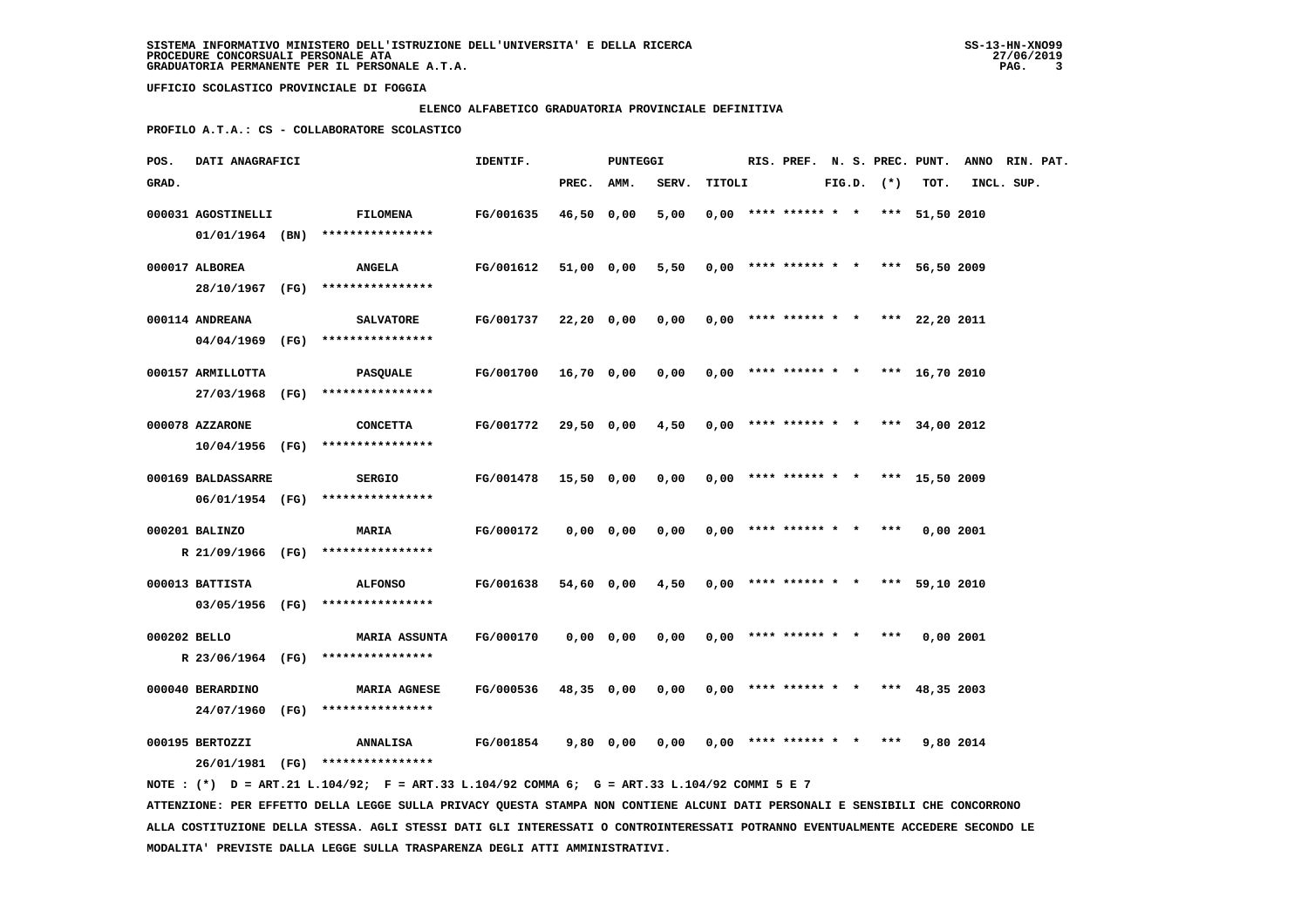UFFICIO SCOLASTICO PROVINCIALE DI FOGGIA

ELENCO ALFABETICO GRADUATORIA PROVINCIALE DEFINITIVA

PROFILO A.T.A.: CS - COLLABORATORE SCOLASTICO

| POS. GRAD. | DATI ANAGRAFICI | | IDENTIF. | PUNTEGGI PREC. | AMM. | SERV. | TITOLI | RIS. | PREF. | N. S. FIG.D. | PREC. (*) | PUNT. TOT. | ANNO INCL. | RIN. PAT. SUP. |
|---|---|---|---|---|---|---|---|---|---|---|---|---|---|---|
| 000031 | AGOSTINELLI 01/01/1964 (BN) | FILOMENA **************** | FG/001635 | 46,50 | 0,00 | 5,00 | 0,00 | **** | ****** | * * | *** | 51,50 | 2010 | |
| 000017 | ALBOREA 28/10/1967 (FG) | ANGELA **************** | FG/001612 | 51,00 | 0,00 | 5,50 | 0,00 | **** | ****** | * * | *** | 56,50 | 2009 | |
| 000114 | ANDREANA 04/04/1969 (FG) | SALVATORE **************** | FG/001737 | 22,20 | 0,00 | 0,00 | 0,00 | **** | ****** | * * | *** | 22,20 | 2011 | |
| 000157 | ARMILLOTTA 27/03/1968 (FG) | PASQUALE **************** | FG/001700 | 16,70 | 0,00 | 0,00 | 0,00 | **** | ****** | * * | *** | 16,70 | 2010 | |
| 000078 | AZZARONE 10/04/1956 (FG) | CONCETTA **************** | FG/001772 | 29,50 | 0,00 | 4,50 | 0,00 | **** | ****** | * * | *** | 34,00 | 2012 | |
| 000169 | BALDASSARRE 06/01/1954 (FG) | SERGIO **************** | FG/001478 | 15,50 | 0,00 | 0,00 | 0,00 | **** | ****** | * * | *** | 15,50 | 2009 | |
| 000201 | BALINZO R 21/09/1966 (FG) | MARIA **************** | FG/000172 | 0,00 | 0,00 | 0,00 | 0,00 | **** | ****** | * * | *** | 0,00 | 2001 | |
| 000013 | BATTISTA 03/05/1956 (FG) | ALFONSO **************** | FG/001638 | 54,60 | 0,00 | 4,50 | 0,00 | **** | ****** | * * | *** | 59,10 | 2010 | |
| 000202 | BELLO R 23/06/1964 (FG) | MARIA ASSUNTA **************** | FG/000170 | 0,00 | 0,00 | 0,00 | 0,00 | **** | ****** | * * | *** | 0,00 | 2001 | |
| 000040 | BERARDINO 24/07/1960 (FG) | MARIA AGNESE **************** | FG/000536 | 48,35 | 0,00 | 0,00 | 0,00 | **** | ****** | * * | *** | 48,35 | 2003 | |
| 000195 | BERTOZZI 26/01/1981 (FG) | ANNALISA **************** | FG/001854 | 9,80 | 0,00 | 0,00 | 0,00 | **** | ****** | * * | *** | 9,80 | 2014 | |

NOTE : (*) D = ART.21 L.104/92; F = ART.33 L.104/92 COMMA 6; G = ART.33 L.104/92 COMMI 5 E 7

ATTENZIONE: PER EFFETTO DELLA LEGGE SULLA PRIVACY QUESTA STAMPA NON CONTIENE ALCUNI DATI PERSONALI E SENSIBILI CHE CONCORRONO ALLA COSTITUZIONE DELLA STESSA. AGLI STESSI DATI GLI INTERESSATI O CONTROINTERESSATI POTRANNO EVENTUALMENTE ACCEDERE SECONDO LE MODALITA' PREVISTE DALLA LEGGE SULLA TRASPARENZA DEGLI ATTI AMMINISTRATIVI.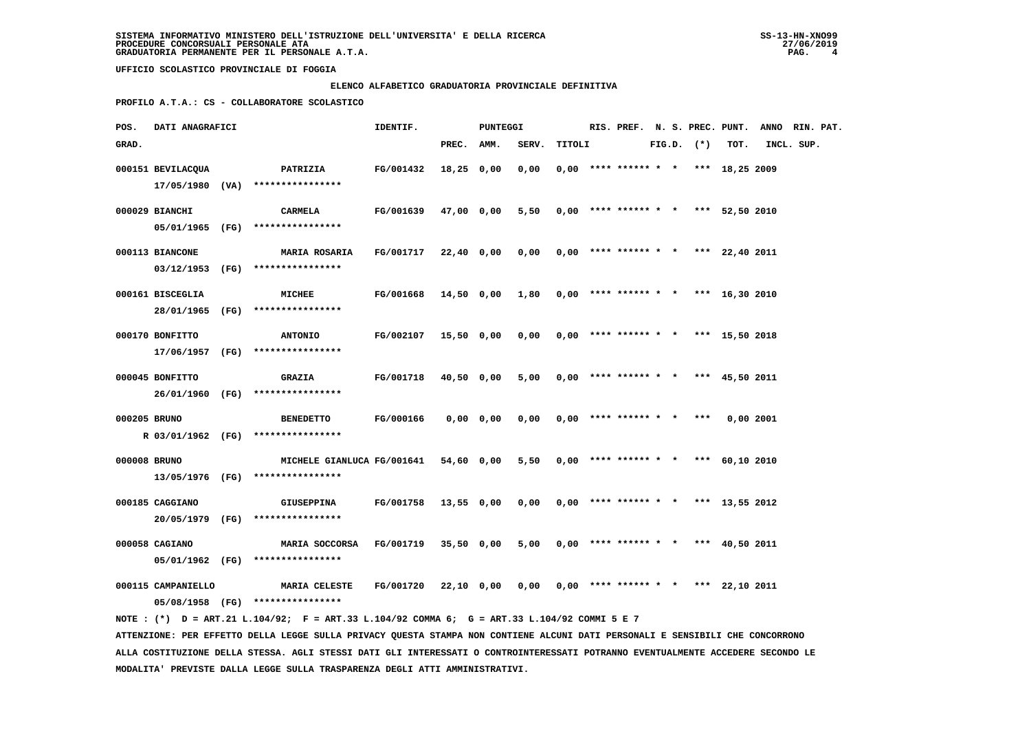SISTEMA INFORMATIVO MINISTERO DELL'ISTRUZIONE DELL'UNIVERSITA' E DELLA RICERCA
PROCEDURE CONCORSUALI PERSONALE ATA
GRADUATORIA PERMANENTE PER IL PERSONALE A.T.A.

UFFICIO SCOLASTICO PROVINCIALE DI FOGGIA

ELENCO ALFABETICO GRADUATORIA PROVINCIALE DEFINITIVA

PROFILO A.T.A.: CS - COLLABORATORE SCOLASTICO

| POS. GRAD. | DATI ANAGRAFICI | | IDENTIF. | PUNTEGGI PREC. | AMM. | SERV. | TITOLI | RIS. | PREF. | N. S. FIG.D. | PREC. (*) | PUNT. TOT. | ANNO INCL. | RIN. SUP. | PAT. |
|---|---|---|---|---|---|---|---|---|---|---|---|---|---|---|---|
| 000151 | BEVILACQUA 17/05/1980 (VA) | PATRIZIA **************** | FG/001432 | 18,25 | 0,00 | 0,00 | 0,00 | **** | ****** | * * | *** | 18,25 | 2009 | | |
| 000029 | BIANCHI 05/01/1965 (FG) | CARMELA **************** | FG/001639 | 47,00 | 0,00 | 5,50 | 0,00 | **** | ****** | * * | *** | 52,50 | 2010 | | |
| 000113 | BIANCONE 03/12/1953 (FG) | MARIA ROSARIA **************** | FG/001717 | 22,40 | 0,00 | 0,00 | 0,00 | **** | ****** | * * | *** | 22,40 | 2011 | | |
| 000161 | BISCEGLIA 28/01/1965 (FG) | MICHEE **************** | FG/001668 | 14,50 | 0,00 | 1,80 | 0,00 | **** | ****** | * * | *** | 16,30 | 2010 | | |
| 000170 | BONFITTO 17/06/1957 (FG) | ANTONIO **************** | FG/002107 | 15,50 | 0,00 | 0,00 | 0,00 | **** | ****** | * * | *** | 15,50 | 2018 | | |
| 000045 | BONFITTO 26/01/1960 (FG) | GRAZIA **************** | FG/001718 | 40,50 | 0,00 | 5,00 | 0,00 | **** | ****** | * * | *** | 45,50 | 2011 | | |
| 000205 | BRUNO R 03/01/1962 (FG) | BENEDETTO **************** | FG/000166 | 0,00 | 0,00 | 0,00 | 0,00 | **** | ****** | * * | *** | 0,00 | 2001 | | |
| 000008 | BRUNO 13/05/1976 (FG) | MICHELE GIANLUCA **************** | FG/001641 | 54,60 | 0,00 | 5,50 | 0,00 | **** | ****** | * * | *** | 60,10 | 2010 | | |
| 000185 | CAGGIANO 20/05/1979 (FG) | GIUSEPPINA **************** | FG/001758 | 13,55 | 0,00 | 0,00 | 0,00 | **** | ****** | * * | *** | 13,55 | 2012 | | |
| 000058 | CAGIANO 05/01/1962 (FG) | MARIA SOCCORSA **************** | FG/001719 | 35,50 | 0,00 | 5,00 | 0,00 | **** | ****** | * * | *** | 40,50 | 2011 | | |
| 000115 | CAMPANIELLO 05/08/1958 (FG) | MARIA CELESTE **************** | FG/001720 | 22,10 | 0,00 | 0,00 | 0,00 | **** | ****** | * * | *** | 22,10 | 2011 | | |

NOTE : (*) D = ART.21 L.104/92; F = ART.33 L.104/92 COMMA 6; G = ART.33 L.104/92 COMMI 5 E 7

ATTENZIONE: PER EFFETTO DELLA LEGGE SULLA PRIVACY QUESTA STAMPA NON CONTIENE ALCUNI DATI PERSONALI E SENSIBILI CHE CONCORRONO ALLA COSTITUZIONE DELLA STESSA. AGLI STESSI DATI GLI INTERESSATI O CONTROINTERESSATI POTRANNO EVENTUALMENTE ACCEDERE SECONDO LE MODALITA' PREVISTE DALLA LEGGE SULLA TRASPARENZA DEGLI ATTI AMMINISTRATIVI.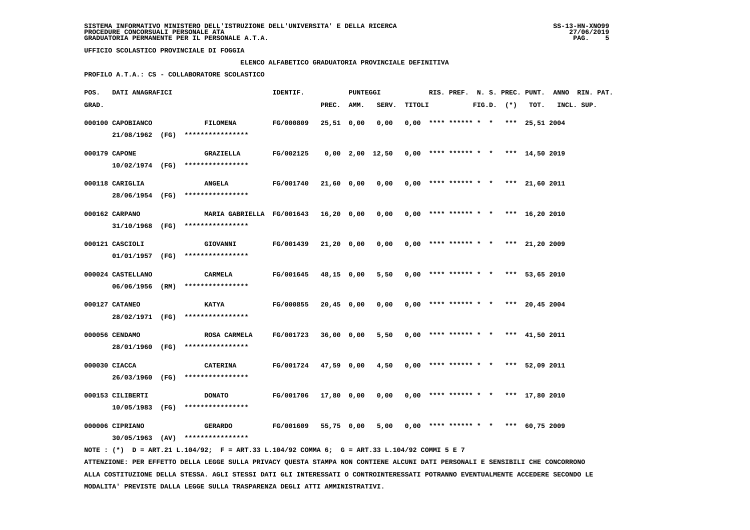SISTEMA INFORMATIVO MINISTERO DELL'ISTRUZIONE DELL'UNIVERSITA' E DELLA RICERCA
PROCEDURE CONCORSUALI PERSONALE ATA
GRADUATORIA PERMANENTE PER IL PERSONALE A.T.A.

UFFICIO SCOLASTICO PROVINCIALE DI FOGGIA

ELENCO ALFABETICO GRADUATORIA PROVINCIALE DEFINITIVA

PROFILO A.T.A.: CS - COLLABORATORE SCOLASTICO

| POS. GRAD. | DATI ANAGRAFICI | | IDENTIF. | PUNTEGGI PREC. | AMM. | SERV. | TITOLI | RIS. | PREF. | N. S. FIG.D. | PREC. (*) | PUNT. TOT. | ANNO INCL. | RIN. SUP. | PAT. |
|---|---|---|---|---|---|---|---|---|---|---|---|---|---|---|---|
| 000100 | CAPOBIANCO 21/08/1962 (FG) | FILOMENA **************** | FG/000809 | 25,51 | 0,00 | 0,00 | 0,00 | **** | ****** | * * | *** | 25,51 | 2004 | | |
| 000179 | CAPONE 10/02/1974 (FG) | GRAZIELLA **************** | FG/002125 | 0,00 | 2,00 | 12,50 | 0,00 | **** | ****** | * * | *** | 14,50 | 2019 | | |
| 000118 | CARIGLIA 28/06/1954 (FG) | ANGELA **************** | FG/001740 | 21,60 | 0,00 | 0,00 | 0,00 | **** | ****** | * * | *** | 21,60 | 2011 | | |
| 000162 | CARPANO 31/10/1968 (FG) | MARIA GABRIELLA **************** | FG/001643 | 16,20 | 0,00 | 0,00 | 0,00 | **** | ****** | * * | *** | 16,20 | 2010 | | |
| 000121 | CASCIOLI 01/01/1957 (FG) | GIOVANNI **************** | FG/001439 | 21,20 | 0,00 | 0,00 | 0,00 | **** | ****** | * * | *** | 21,20 | 2009 | | |
| 000024 | CASTELLANO 06/06/1956 (RM) | CARMELA **************** | FG/001645 | 48,15 | 0,00 | 5,50 | 0,00 | **** | ****** | * * | *** | 53,65 | 2010 | | |
| 000127 | CATANEO 28/02/1971 (FG) | KATYA **************** | FG/000855 | 20,45 | 0,00 | 0,00 | 0,00 | **** | ****** | * * | *** | 20,45 | 2004 | | |
| 000056 | CENDAMO 28/01/1960 (FG) | ROSA CARMELA **************** | FG/001723 | 36,00 | 0,00 | 5,50 | 0,00 | **** | ****** | * * | *** | 41,50 | 2011 | | |
| 000030 | CIACCA 26/03/1960 (FG) | CATERINA **************** | FG/001724 | 47,59 | 0,00 | 4,50 | 0,00 | **** | ****** | * * | *** | 52,09 | 2011 | | |
| 000153 | CILIBERTI 10/05/1983 (FG) | DONATO **************** | FG/001706 | 17,80 | 0,00 | 0,00 | 0,00 | **** | ****** | * * | *** | 17,80 | 2010 | | |
| 000006 | CIPRIANO 30/05/1963 (AV) | GERARDO **************** | FG/001609 | 55,75 | 0,00 | 5,00 | 0,00 | **** | ****** | * * | *** | 60,75 | 2009 | | |

NOTE : (*) D = ART.21 L.104/92; F = ART.33 L.104/92 COMMA 6; G = ART.33 L.104/92 COMMI 5 E 7

ATTENZIONE: PER EFFETTO DELLA LEGGE SULLA PRIVACY QUESTA STAMPA NON CONTIENE ALCUNI DATI PERSONALI E SENSIBILI CHE CONCORRONO ALLA COSTITUZIONE DELLA STESSA. AGLI STESSI DATI GLI INTERESSATI O CONTROINTERESSATI POTRANNO EVENTUALMENTE ACCEDERE SECONDO LE MODALITA' PREVISTE DALLA LEGGE SULLA TRASPARENZA DEGLI ATTI AMMINISTRATIVI.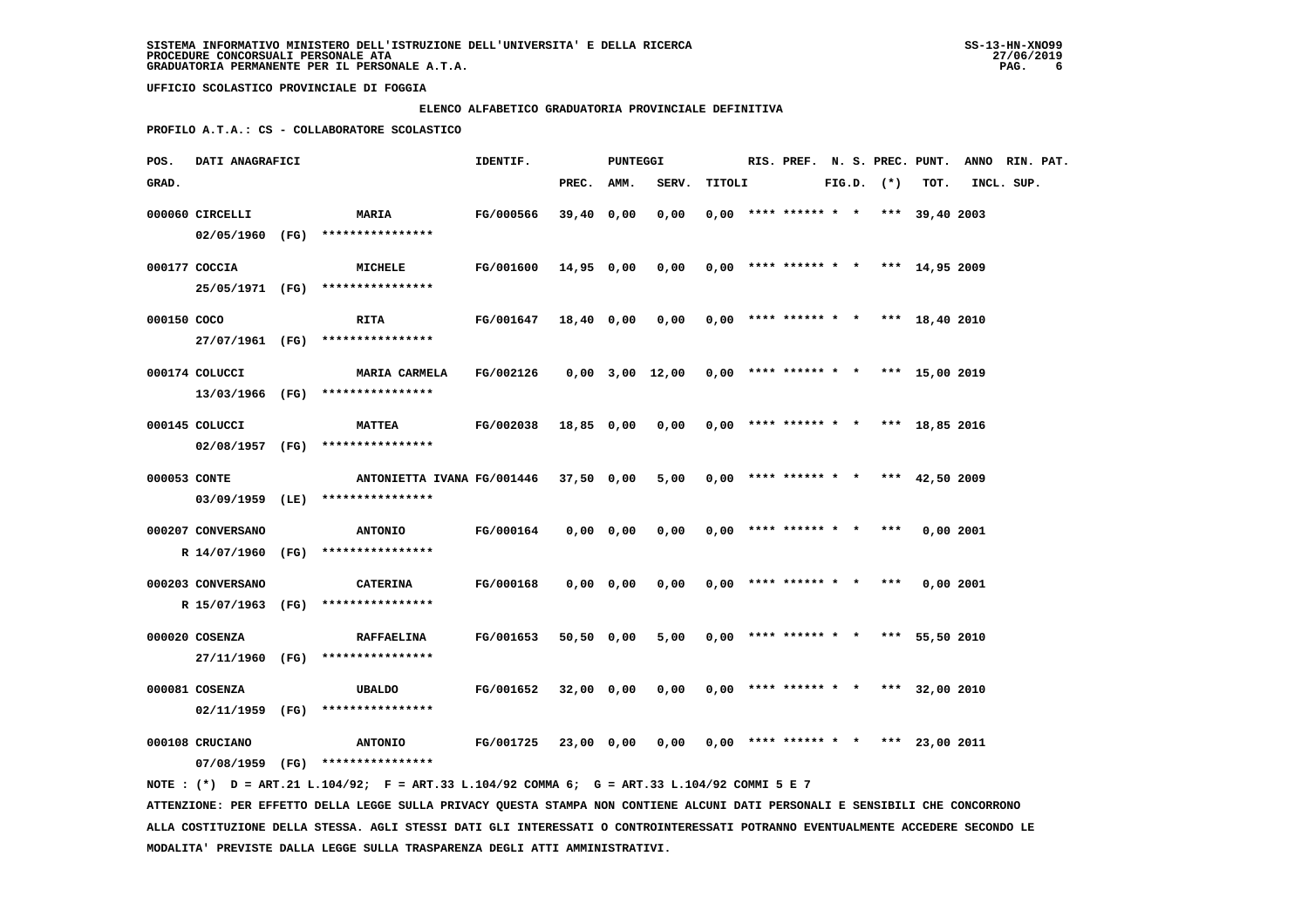SISTEMA INFORMATIVO MINISTERO DELL'ISTRUZIONE DELL'UNIVERSITA' E DELLA RICERCA
PROCEDURE CONCORSUALI PERSONALE ATA
GRADUATORIA PERMANENTE PER IL PERSONALE A.T.A.

UFFICIO SCOLASTICO PROVINCIALE DI FOGGIA

ELENCO ALFABETICO GRADUATORIA PROVINCIALE DEFINITIVA

PROFILO A.T.A.: CS - COLLABORATORE SCOLASTICO

| POS. GRAD. | DATI ANAGRAFICI | | IDENTIF. | PUNTEGGI PREC. | AMM. | SERV. | TITOLI | RIS. | PREF. | N. S. FIG.D. | PREC. (*) | PUNT. TOT. | ANNO INCL. | RIN. PAT. SUP. |
|---|---|---|---|---|---|---|---|---|---|---|---|---|---|---|
| 000060 | CIRCELLI 02/05/1960 (FG) **************** | MARIA | FG/000566 | 39,40 | 0,00 | 0,00 | 0,00 | **** | ****** | * * | *** | 39,40 | 2003 | |
| 000177 | COCCIA 25/05/1971 (FG) **************** | MICHELE | FG/001600 | 14,95 | 0,00 | 0,00 | 0,00 | **** | ****** | * * | *** | 14,95 | 2009 | |
| 000150 | COCO 27/07/1961 (FG) **************** | RITA | FG/001647 | 18,40 | 0,00 | 0,00 | 0,00 | **** | ****** | * * | *** | 18,40 | 2010 | |
| 000174 | COLUCCI 13/03/1966 (FG) **************** | MARIA CARMELA | FG/002126 | 0,00 | 3,00 | 12,00 | 0,00 | **** | ****** | * * | *** | 15,00 | 2019 | |
| 000145 | COLUCCI 02/08/1957 (FG) **************** | MATTEA | FG/002038 | 18,85 | 0,00 | 0,00 | 0,00 | **** | ****** | * * | *** | 18,85 | 2016 | |
| 000053 | CONTE 03/09/1959 (LE) **************** | ANTONIETTA IVANA | FG/001446 | 37,50 | 0,00 | 5,00 | 0,00 | **** | ****** | * * | *** | 42,50 | 2009 | |
| 000207 | CONVERSANO R 14/07/1960 (FG) **************** | ANTONIO | FG/000164 | 0,00 | 0,00 | 0,00 | 0,00 | **** | ****** | * * | *** | 0,00 | 2001 | |
| 000203 | CONVERSANO R 15/07/1963 (FG) **************** | CATERINA | FG/000168 | 0,00 | 0,00 | 0,00 | 0,00 | **** | ****** | * * | *** | 0,00 | 2001 | |
| 000020 | COSENZA 27/11/1960 (FG) **************** | RAFFAELINA | FG/001653 | 50,50 | 0,00 | 5,00 | 0,00 | **** | ****** | * * | *** | 55,50 | 2010 | |
| 000081 | COSENZA 02/11/1959 (FG) **************** | UBALDO | FG/001652 | 32,00 | 0,00 | 0,00 | 0,00 | **** | ****** | * * | *** | 32,00 | 2010 | |
| 000108 | CRUCIANO 07/08/1959 (FG) **************** | ANTONIO | FG/001725 | 23,00 | 0,00 | 0,00 | 0,00 | **** | ****** | * * | *** | 23,00 | 2011 | |

NOTE : (*) D = ART.21 L.104/92; F = ART.33 L.104/92 COMMA 6; G = ART.33 L.104/92 COMMI 5 E 7

ATTENZIONE: PER EFFETTO DELLA LEGGE SULLA PRIVACY QUESTA STAMPA NON CONTIENE ALCUNI DATI PERSONALI E SENSIBILI CHE CONCORRONO ALLA COSTITUZIONE DELLA STESSA. AGLI STESSI DATI GLI INTERESSATI O CONTROINTERESSATI POTRANNO EVENTUALMENTE ACCEDERE SECONDO LE MODALITA' PREVISTE DALLA LEGGE SULLA TRASPARENZA DEGLI ATTI AMMINISTRATIVI.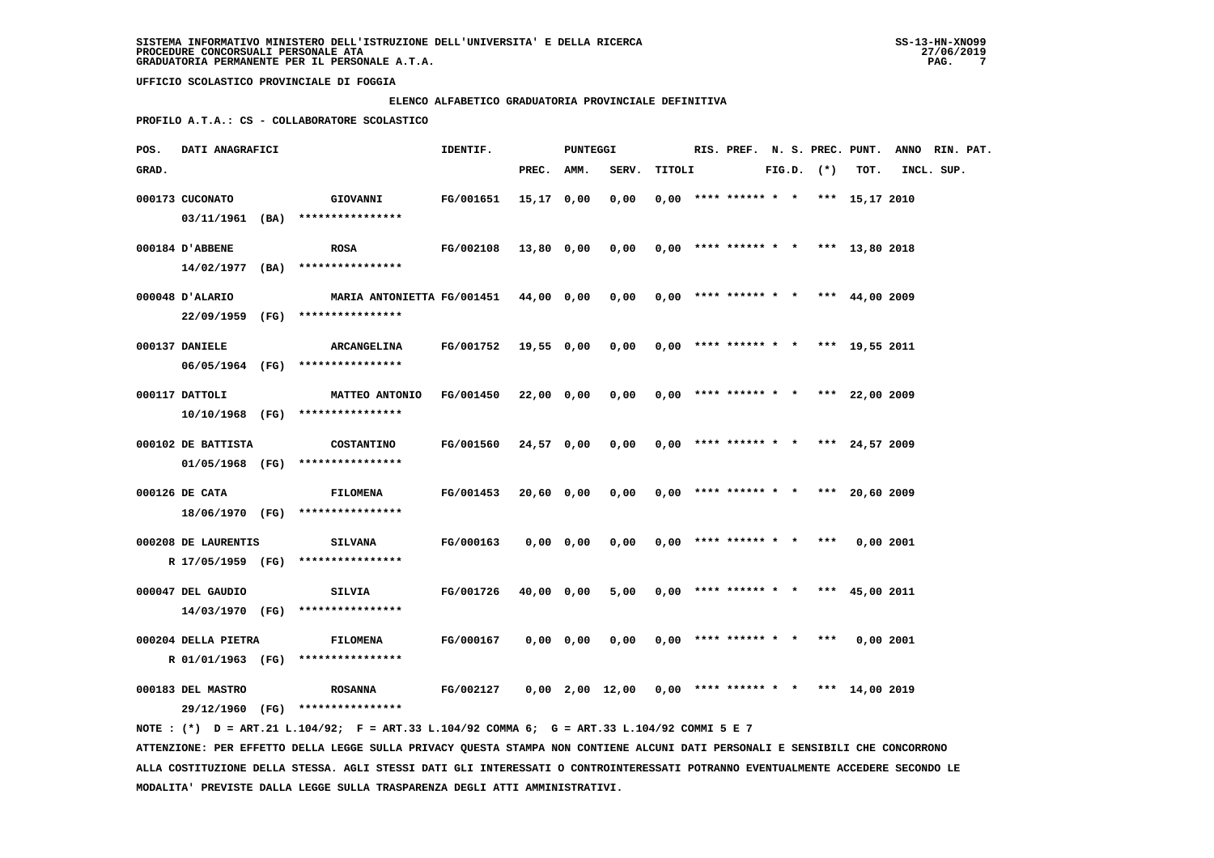UFFICIO SCOLASTICO PROVINCIALE DI FOGGIA

ELENCO ALFABETICO GRADUATORIA PROVINCIALE DEFINITIVA

PROFILO A.T.A.: CS - COLLABORATORE SCOLASTICO

| POS. GRAD. | DATI ANAGRAFICI | | IDENTIF. | PUNTEGGI PREC. | AMM. | SERV. | TITOLI | RIS. | PREF. | N. S. FIG.D. | PREC. (*) | PUNT. TOT. | ANNO INCL. | RIN. PAT. SUP. |
|---|---|---|---|---|---|---|---|---|---|---|---|---|---|---|
| 000173 | CUCONATO 03/11/1961 (BA) | GIOVANNI **************** | FG/001651 | 15,17 | 0,00 | 0,00 | 0,00 | **** | ****** | * * | *** | 15,17 | 2010 | |
| 000184 | D'ABBENE 14/02/1977 (BA) | ROSA **************** | FG/002108 | 13,80 | 0,00 | 0,00 | 0,00 | **** | ****** | * * | *** | 13,80 | 2018 | |
| 000048 | D'ALARIO 22/09/1959 (FG) | MARIA ANTONIETTA **************** | FG/001451 | 44,00 | 0,00 | 0,00 | 0,00 | **** | ****** | * * | *** | 44,00 | 2009 | |
| 000137 | DANIELE 06/05/1964 (FG) | ARCANGELINA **************** | FG/001752 | 19,55 | 0,00 | 0,00 | 0,00 | **** | ****** | * * | *** | 19,55 | 2011 | |
| 000117 | DATTOLI 10/10/1968 (FG) | MATTEO ANTONIO **************** | FG/001450 | 22,00 | 0,00 | 0,00 | 0,00 | **** | ****** | * * | *** | 22,00 | 2009 | |
| 000102 | DE BATTISTA 01/05/1968 (FG) | COSTANTINO **************** | FG/001560 | 24,57 | 0,00 | 0,00 | 0,00 | **** | ****** | * * | *** | 24,57 | 2009 | |
| 000126 | DE CATA 18/06/1970 (FG) | FILOMENA **************** | FG/001453 | 20,60 | 0,00 | 0,00 | 0,00 | **** | ****** | * * | *** | 20,60 | 2009 | |
| 000208 | DE LAURENTIS R 17/05/1959 (FG) | SILVANA **************** | FG/000163 | 0,00 | 0,00 | 0,00 | 0,00 | **** | ****** | * * | *** | 0,00 | 2001 | |
| 000047 | DEL GAUDIO 14/03/1970 (FG) | SILVIA **************** | FG/001726 | 40,00 | 0,00 | 5,00 | 0,00 | **** | ****** | * * | *** | 45,00 | 2011 | |
| 000204 | DELLA PIETRA R 01/01/1963 (FG) | FILOMENA **************** | FG/000167 | 0,00 | 0,00 | 0,00 | 0,00 | **** | ****** | * * | *** | 0,00 | 2001 | |
| 000183 | DEL MASTRO 29/12/1960 (FG) | ROSANNA **************** | FG/002127 | 0,00 | 2,00 | 12,00 | 0,00 | **** | ****** | * * | *** | 14,00 | 2019 | |

NOTE : (*) D = ART.21 L.104/92; F = ART.33 L.104/92 COMMA 6; G = ART.33 L.104/92 COMMI 5 E 7

ATTENZIONE: PER EFFETTO DELLA LEGGE SULLA PRIVACY QUESTA STAMPA NON CONTIENE ALCUNI DATI PERSONALI E SENSIBILI CHE CONCORRONO ALLA COSTITUZIONE DELLA STESSA. AGLI STESSI DATI GLI INTERESSATI O CONTROINTERESSATI POTRANNO EVENTUALMENTE ACCEDERE SECONDO LE MODALITA' PREVISTE DALLA LEGGE SULLA TRASPARENZA DEGLI ATTI AMMINISTRATIVI.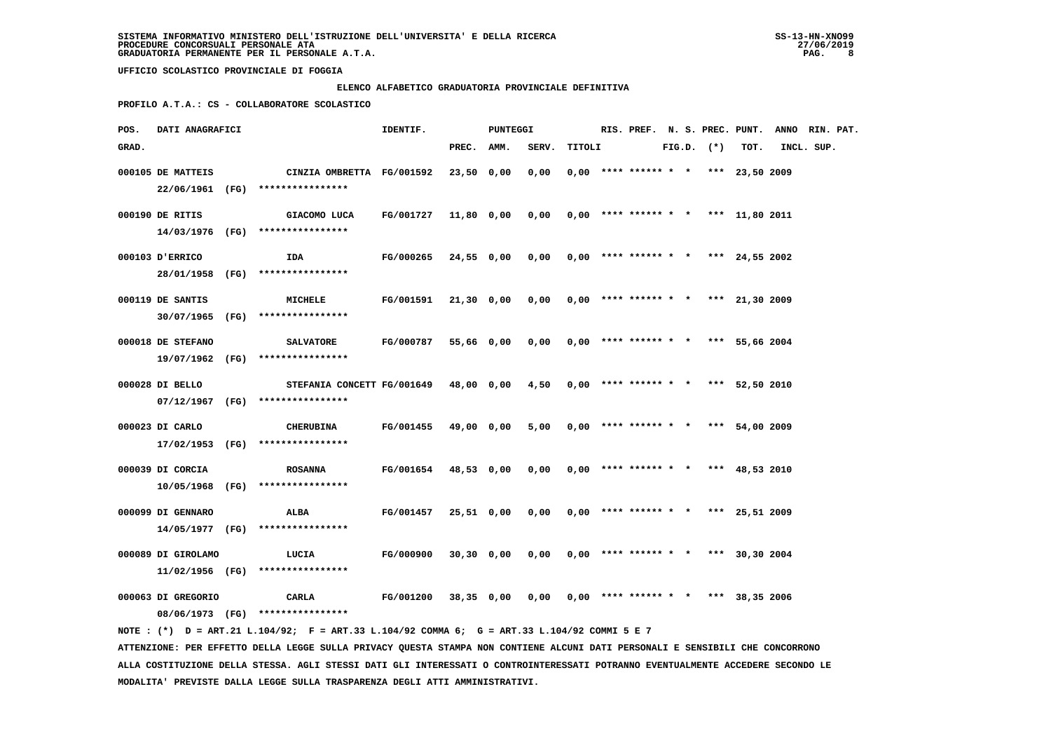SISTEMA INFORMATIVO MINISTERO DELL'ISTRUZIONE DELL'UNIVERSITA' E DELLA RICERCA
PROCEDURE CONCORSUALI PERSONALE ATA
GRADUATORIA PERMANENTE PER IL PERSONALE A.T.A.

UFFICIO SCOLASTICO PROVINCIALE DI FOGGIA

ELENCO ALFABETICO GRADUATORIA PROVINCIALE DEFINITIVA

PROFILO A.T.A.: CS - COLLABORATORE SCOLASTICO

| POS. GRAD. | DATI ANAGRAFICI | | IDENTIF. | PUNTEGGI PREC. | AMM. | SERV. | TITOLI | RIS. | PREF. | N. S. FIG.D. | PREC. (*) | PUNT. TOT. | ANNO INCL. | RIN. SUP. | PAT. |
|---|---|---|---|---|---|---|---|---|---|---|---|---|---|---|---|
| 000105 | DE MATTEIS 22/06/1961 (FG) | CINZIA OMBRETTA **************** | FG/001592 | 23,50 | 0,00 | 0,00 | 0,00 | **** | ****** | * * | *** | 23,50 | 2009 | | |
| 000190 | DE RITIS 14/03/1976 (FG) | GIACOMO LUCA **************** | FG/001727 | 11,80 | 0,00 | 0,00 | 0,00 | **** | ****** | * * | *** | 11,80 | 2011 | | |
| 000103 | D'ERRICO 28/01/1958 (FG) | IDA **************** | FG/000265 | 24,55 | 0,00 | 0,00 | 0,00 | **** | ****** | * * | *** | 24,55 | 2002 | | |
| 000119 | DE SANTIS 30/07/1965 (FG) | MICHELE **************** | FG/001591 | 21,30 | 0,00 | 0,00 | 0,00 | **** | ****** | * * | *** | 21,30 | 2009 | | |
| 000018 | DE STEFANO 19/07/1962 (FG) | SALVATORE **************** | FG/000787 | 55,66 | 0,00 | 0,00 | 0,00 | **** | ****** | * * | *** | 55,66 | 2004 | | |
| 000028 | DI BELLO 07/12/1967 (FG) | STEFANIA CONCETT **************** | FG/001649 | 48,00 | 0,00 | 4,50 | 0,00 | **** | ****** | * * | *** | 52,50 | 2010 | | |
| 000023 | DI CARLO 17/02/1953 (FG) | CHERUBINA **************** | FG/001455 | 49,00 | 0,00 | 5,00 | 0,00 | **** | ****** | * * | *** | 54,00 | 2009 | | |
| 000039 | DI CORCIA 10/05/1968 (FG) | ROSANNA **************** | FG/001654 | 48,53 | 0,00 | 0,00 | 0,00 | **** | ****** | * * | *** | 48,53 | 2010 | | |
| 000099 | DI GENNARO 14/05/1977 (FG) | ALBA **************** | FG/001457 | 25,51 | 0,00 | 0,00 | 0,00 | **** | ****** | * * | *** | 25,51 | 2009 | | |
| 000089 | DI GIROLAMO 11/02/1956 (FG) | LUCIA **************** | FG/000900 | 30,30 | 0,00 | 0,00 | 0,00 | **** | ****** | * * | *** | 30,30 | 2004 | | |
| 000063 | DI GREGORIO 08/06/1973 (FG) | CARLA **************** | FG/001200 | 38,35 | 0,00 | 0,00 | 0,00 | **** | ****** | * * | *** | 38,35 | 2006 | | |

NOTE : (*) D = ART.21 L.104/92; F = ART.33 L.104/92 COMMA 6; G = ART.33 L.104/92 COMMI 5 E 7

ATTENZIONE: PER EFFETTO DELLA LEGGE SULLA PRIVACY QUESTA STAMPA NON CONTIENE ALCUNI DATI PERSONALI E SENSIBILI CHE CONCORRONO ALLA COSTITUZIONE DELLA STESSA. AGLI STESSI DATI GLI INTERESSATI O CONTROINTERESSATI POTRANNO EVENTUALMENTE ACCEDERE SECONDO LE MODALITA' PREVISTE DALLA LEGGE SULLA TRASPARENZA DEGLI ATTI AMMINISTRATIVI.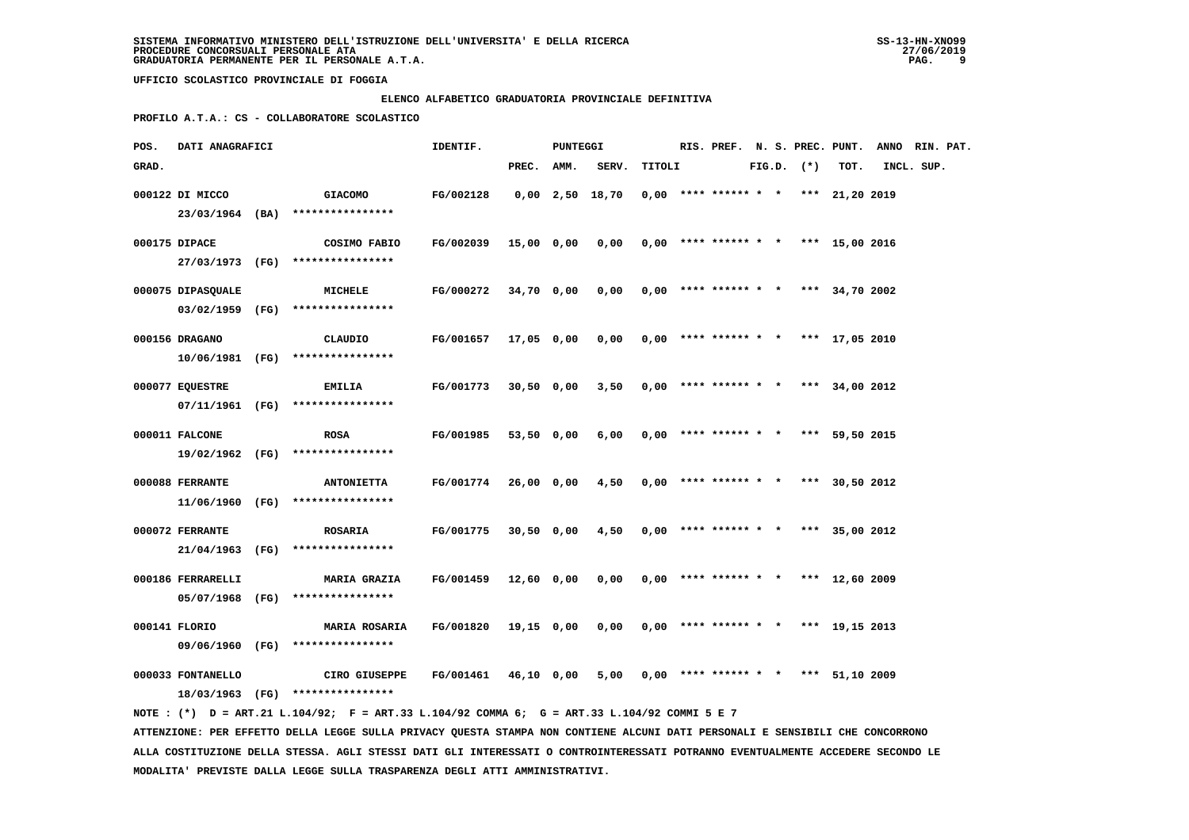SISTEMA INFORMATIVO MINISTERO DELL'ISTRUZIONE DELL'UNIVERSITA' E DELLA RICERCA
PROCEDURE CONCORSUALI PERSONALE ATA
GRADUATORIA PERMANENTE PER IL PERSONALE A.T.A.

SS-13-HN-XNO99
27/06/2019

UFFICIO SCOLASTICO PROVINCIALE DI FOGGIA

## ELENCO ALFABETICO GRADUATORIA PROVINCIALE DEFINITIVA

**PROFILO A.T.A.: CS - COLLABORATORE SCOLASTICO**

| POS. GRAD. | DATI ANAGRAFICI | | IDENTIF. | PUNTEGGI PREC. | AMM. | SERV. | TITOLI | RIS. | PREF. | N. S. FIG.D. | PREC. (*) | PUNT. TOT. | ANNO INCL. | RIN. PAT. SUP. |
|---|---|---|---|---|---|---|---|---|---|---|---|---|---|---|
| 000122 | DI MICCO 23/03/1964 (BA) | GIACOMO **************** | FG/002128 | 0,00 | 2,50 | 18,70 | 0,00 | **** | ****** | * * | *** | 21,20 | 2019 | |
| 000175 | DIPACE 27/03/1973 (FG) | COSIMO FABIO **************** | FG/002039 | 15,00 | 0,00 | 0,00 | 0,00 | **** | ****** | * * | *** | 15,00 | 2016 | |
| 000075 | DIPASQUALE 03/02/1959 (FG) | MICHELE **************** | FG/000272 | 34,70 | 0,00 | 0,00 | 0,00 | **** | ****** | * * | *** | 34,70 | 2002 | |
| 000156 | DRAGANO 10/06/1981 (FG) | CLAUDIO **************** | FG/001657 | 17,05 | 0,00 | 0,00 | 0,00 | **** | ****** | * * | *** | 17,05 | 2010 | |
| 000077 | EQUESTRE 07/11/1961 (FG) | EMILIA **************** | FG/001773 | 30,50 | 0,00 | 3,50 | 0,00 | **** | ****** | * * | *** | 34,00 | 2012 | |
| 000011 | FALCONE 19/02/1962 (FG) | ROSA **************** | FG/001985 | 53,50 | 0,00 | 6,00 | 0,00 | **** | ****** | * * | *** | 59,50 | 2015 | |
| 000088 | FERRANTE 11/06/1960 (FG) | ANTONIETTA **************** | FG/001774 | 26,00 | 0,00 | 4,50 | 0,00 | **** | ****** | * * | *** | 30,50 | 2012 | |
| 000072 | FERRANTE 21/04/1963 (FG) | ROSARIA **************** | FG/001775 | 30,50 | 0,00 | 4,50 | 0,00 | **** | ****** | * * | *** | 35,00 | 2012 | |
| 000186 | FERRARELLI 05/07/1968 (FG) | MARIA GRAZIA **************** | FG/001459 | 12,60 | 0,00 | 0,00 | 0,00 | **** | ****** | * * | *** | 12,60 | 2009 | |
| 000141 | FLORIO 09/06/1960 (FG) | MARIA ROSARIA **************** | FG/001820 | 19,15 | 0,00 | 0,00 | 0,00 | **** | ****** | * * | *** | 19,15 | 2013 | |
| 000033 | FONTANELLO 18/03/1963 (FG) | CIRO GIUSEPPE **************** | FG/001461 | 46,10 | 0,00 | 5,00 | 0,00 | **** | ****** | * * | *** | 51,10 | 2009 | |

NOTE : (*) D = ART.21 L.104/92; F = ART.33 L.104/92 COMMA 6; G = ART.33 L.104/92 COMMI 5 E 7

ATTENZIONE: PER EFFETTO DELLA LEGGE SULLA PRIVACY QUESTA STAMPA NON CONTIENE ALCUNI DATI PERSONALI E SENSIBILI CHE CONCORRONO ALLA COSTITUZIONE DELLA STESSA. AGLI STESSI DATI GLI INTERESSATI O CONTROINTERESSATI POTRANNO EVENTUALMENTE ACCEDERE SECONDO LE MODALITA' PREVISTE DALLA LEGGE SULLA TRASPARENZA DEGLI ATTI AMMINISTRATIVI.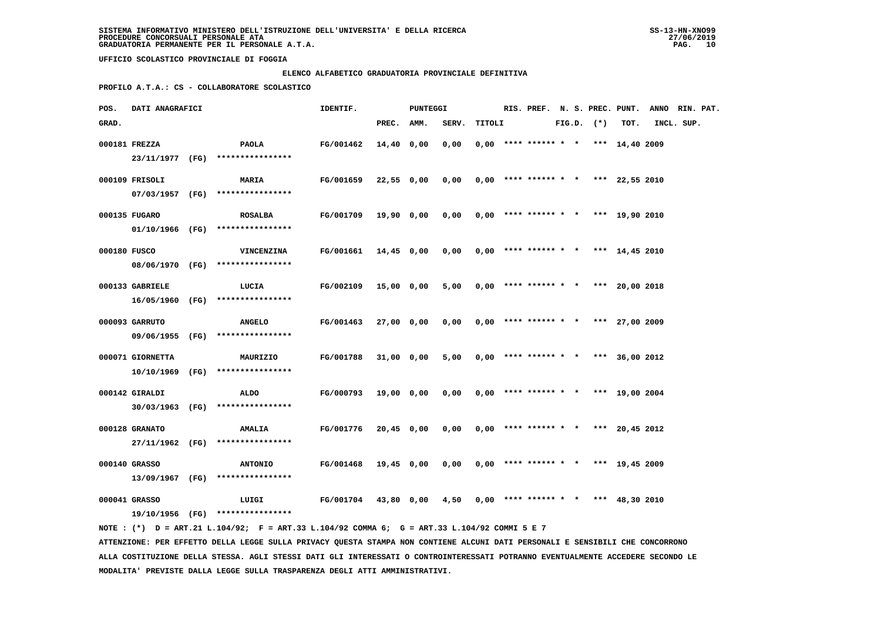SISTEMA INFORMATIVO MINISTERO DELL'ISTRUZIONE DELL'UNIVERSITA' E DELLA RICERCA
PROCEDURE CONCORSUALI PERSONALE ATA
GRADUATORIA PERMANENTE PER IL PERSONALE A.T.A.

UFFICIO SCOLASTICO PROVINCIALE DI FOGGIA

ELENCO ALFABETICO GRADUATORIA PROVINCIALE DEFINITIVA

PROFILO A.T.A.: CS - COLLABORATORE SCOLASTICO

| POS. GRAD. | DATI ANAGRAFICI | | IDENTIF. | PUNTEGGI PREC. | AMM. | SERV. | TITOLI | RIS. | PREF. | N. S. FIG.D. | PREC. (*) | PUNT. TOT. | ANNO INCL. | RIN. PAT. SUP. |
|---|---|---|---|---|---|---|---|---|---|---|---|---|---|---|
| 000181 | FREZZA 23/11/1977 (FG) | PAOLA **************** | FG/001462 | 14,40 | 0,00 | 0,00 | 0,00 | **** | ****** | * * | *** | 14,40 | 2009 | |
| 000109 | FRISOLI 07/03/1957 (FG) | MARIA **************** | FG/001659 | 22,55 | 0,00 | 0,00 | 0,00 | **** | ****** | * * | *** | 22,55 | 2010 | |
| 000135 | FUGARO 01/10/1966 (FG) | ROSALBA **************** | FG/001709 | 19,90 | 0,00 | 0,00 | 0,00 | **** | ****** | * * | *** | 19,90 | 2010 | |
| 000180 | FUSCO 08/06/1970 (FG) | VINCENZINA **************** | FG/001661 | 14,45 | 0,00 | 0,00 | 0,00 | **** | ****** | * * | *** | 14,45 | 2010 | |
| 000133 | GABRIELE 16/05/1960 (FG) | LUCIA **************** | FG/002109 | 15,00 | 0,00 | 5,00 | 0,00 | **** | ****** | * * | *** | 20,00 | 2018 | |
| 000093 | GARRUTO 09/06/1955 (FG) | ANGELO **************** | FG/001463 | 27,00 | 0,00 | 0,00 | 0,00 | **** | ****** | * * | *** | 27,00 | 2009 | |
| 000071 | GIORNETTA 10/10/1969 (FG) | MAURIZIO **************** | FG/001788 | 31,00 | 0,00 | 5,00 | 0,00 | **** | ****** | * * | *** | 36,00 | 2012 | |
| 000142 | GIRALDI 30/03/1963 (FG) | ALDO **************** | FG/000793 | 19,00 | 0,00 | 0,00 | 0,00 | **** | ****** | * * | *** | 19,00 | 2004 | |
| 000128 | GRANATO 27/11/1962 (FG) | AMALIA **************** | FG/001776 | 20,45 | 0,00 | 0,00 | 0,00 | **** | ****** | * * | *** | 20,45 | 2012 | |
| 000140 | GRASSO 13/09/1967 (FG) | ANTONIO **************** | FG/001468 | 19,45 | 0,00 | 0,00 | 0,00 | **** | ****** | * * | *** | 19,45 | 2009 | |
| 000041 | GRASSO 19/10/1956 (FG) | LUIGI **************** | FG/001704 | 43,80 | 0,00 | 4,50 | 0,00 | **** | ****** | * * | *** | 48,30 | 2010 | |

NOTE : (*) D = ART.21 L.104/92; F = ART.33 L.104/92 COMMA 6; G = ART.33 L.104/92 COMMI 5 E 7

ATTENZIONE: PER EFFETTO DELLA LEGGE SULLA PRIVACY QUESTA STAMPA NON CONTIENE ALCUNI DATI PERSONALI E SENSIBILI CHE CONCORRONO ALLA COSTITUZIONE DELLA STESSA. AGLI STESSI DATI GLI INTERESSATI O CONTROINTERESSATI POTRANNO EVENTUALMENTE ACCEDERE SECONDO LE MODALITA' PREVISTE DALLA LEGGE SULLA TRASPARENZA DEGLI ATTI AMMINISTRATIVI.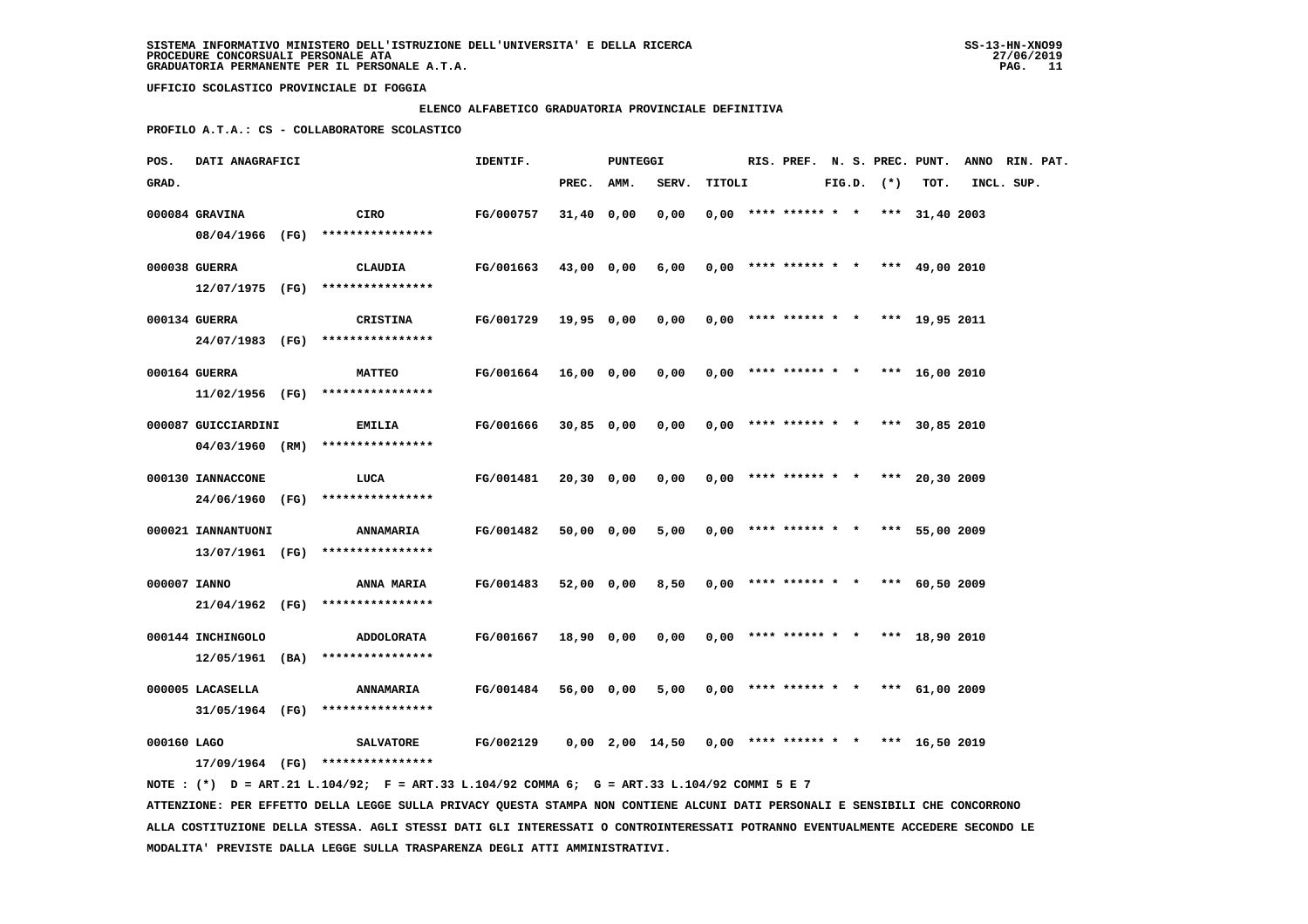SISTEMA INFORMATIVO MINISTERO DELL'ISTRUZIONE DELL'UNIVERSITA' E DELLA RICERCA
PROCEDURE CONCORSUALI PERSONALE ATA
GRADUATORIA PERMANENTE PER IL PERSONALE A.T.A.

UFFICIO SCOLASTICO PROVINCIALE DI FOGGIA

ELENCO ALFABETICO GRADUATORIA PROVINCIALE DEFINITIVA

PROFILO A.T.A.: CS - COLLABORATORE SCOLASTICO

| POS. GRAD. | DATI ANAGRAFICI | | IDENTIF. | PUNTEGGI PREC. | AMM. | SERV. | TITOLI | RIS. | PREF. | N. S. FIG.D. | PREC. (*) | PUNT. TOT. | ANNO INCL. | RIN. PAT. SUP. |
|---|---|---|---|---|---|---|---|---|---|---|---|---|---|---|
| 000084 | GRAVINA 08/04/1966 (FG) | CIRO **************** | FG/000757 | 31,40 | 0,00 | 0,00 | 0,00 | **** | ****** | * * | *** | 31,40 | 2003 | |
| 000038 | GUERRA 12/07/1975 (FG) | CLAUDIA **************** | FG/001663 | 43,00 | 0,00 | 6,00 | 0,00 | **** | ****** | * * | *** | 49,00 | 2010 | |
| 000134 | GUERRA 24/07/1983 (FG) | CRISTINA **************** | FG/001729 | 19,95 | 0,00 | 0,00 | 0,00 | **** | ****** | * * | *** | 19,95 | 2011 | |
| 000164 | GUERRA 11/02/1956 (FG) | MATTEO **************** | FG/001664 | 16,00 | 0,00 | 0,00 | 0,00 | **** | ****** | * * | *** | 16,00 | 2010 | |
| 000087 | GUICCIARDINI 04/03/1960 (RM) | EMILIA **************** | FG/001666 | 30,85 | 0,00 | 0,00 | 0,00 | **** | ****** | * * | *** | 30,85 | 2010 | |
| 000130 | IANNACCONE 24/06/1960 (FG) | LUCA **************** | FG/001481 | 20,30 | 0,00 | 0,00 | 0,00 | **** | ****** | * * | *** | 20,30 | 2009 | |
| 000021 | IANNANTUONI 13/07/1961 (FG) | ANNAMARIA **************** | FG/001482 | 50,00 | 0,00 | 5,00 | 0,00 | **** | ****** | * * | *** | 55,00 | 2009 | |
| 000007 | IANNO 21/04/1962 (FG) | ANNA MARIA **************** | FG/001483 | 52,00 | 0,00 | 8,50 | 0,00 | **** | ****** | * * | *** | 60,50 | 2009 | |
| 000144 | INCHINGOLO 12/05/1961 (BA) | ADDOLORATA **************** | FG/001667 | 18,90 | 0,00 | 0,00 | 0,00 | **** | ****** | * * | *** | 18,90 | 2010 | |
| 000005 | LACASELLA 31/05/1964 (FG) | ANNAMARIA **************** | FG/001484 | 56,00 | 0,00 | 5,00 | 0,00 | **** | ****** | * * | *** | 61,00 | 2009 | |
| 000160 | LAGO 17/09/1964 (FG) | SALVATORE **************** | FG/002129 | 0,00 | 2,00 | 14,50 | 0,00 | **** | ****** | * * | *** | 16,50 | 2019 | |

NOTE : (*) D = ART.21 L.104/92; F = ART.33 L.104/92 COMMA 6; G = ART.33 L.104/92 COMMI 5 E 7

ATTENZIONE: PER EFFETTO DELLA LEGGE SULLA PRIVACY QUESTA STAMPA NON CONTIENE ALCUNI DATI PERSONALI E SENSIBILI CHE CONCORRONO ALLA COSTITUZIONE DELLA STESSA. AGLI STESSI DATI GLI INTERESSATI O CONTROINTERESSATI POTRANNO EVENTUALMENTE ACCEDERE SECONDO LE MODALITA' PREVISTE DALLA LEGGE SULLA TRASPARENZA DEGLI ATTI AMMINISTRATIVI.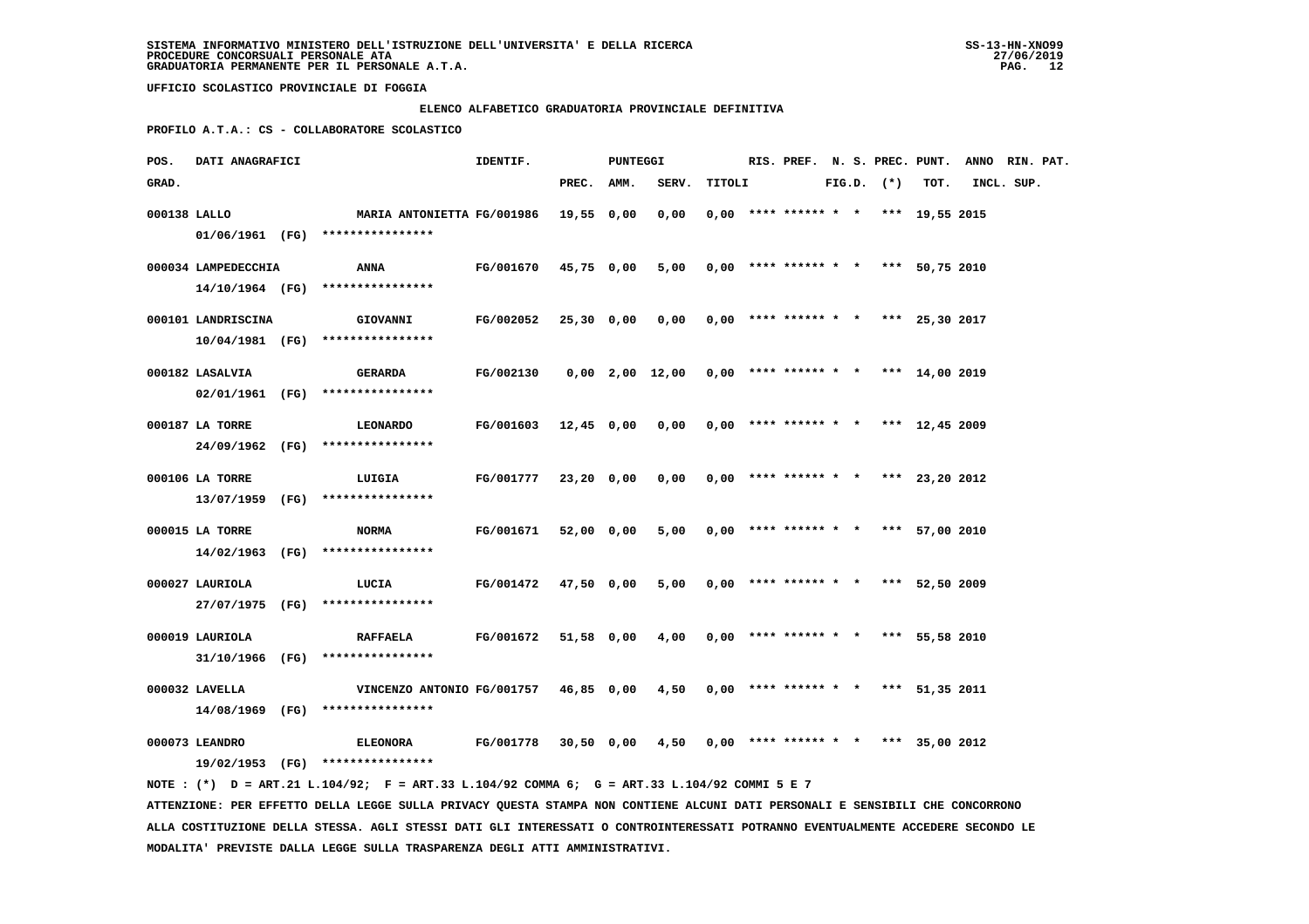SISTEMA INFORMATIVO MINISTERO DELL'ISTRUZIONE DELL'UNIVERSITA' E DELLA RICERCA
PROCEDURE CONCORSUALI PERSONALE ATA
GRADUATORIA PERMANENTE PER IL PERSONALE A.T.A.

UFFICIO SCOLASTICO PROVINCIALE DI FOGGIA

ELENCO ALFABETICO GRADUATORIA PROVINCIALE DEFINITIVA

PROFILO A.T.A.: CS - COLLABORATORE SCOLASTICO

| POS. GRAD. | DATI ANAGRAFICI | | IDENTIF. | PUNTEGGI PREC. | AMM. | SERV. | TITOLI | RIS. | PREF. | N. S. FIG.D. | PREC. (*) | PUNT. TOT. | ANNO INCL. | RIN. PAT. SUP. |
|---|---|---|---|---|---|---|---|---|---|---|---|---|---|---|
| 000138 | LALLO 01/06/1961 (FG) | MARIA ANTONIETTA **************** | FG/001986 | 19,55 | 0,00 | 0,00 | 0,00 | **** | ****** | * * | *** | 19,55 | 2015 | |
| 000034 | LAMPEDECCHIA 14/10/1964 (FG) | ANNA **************** | FG/001670 | 45,75 | 0,00 | 5,00 | 0,00 | **** | ****** | * * | *** | 50,75 | 2010 | |
| 000101 | LANDRISCINA 10/04/1981 (FG) | GIOVANNI **************** | FG/002052 | 25,30 | 0,00 | 0,00 | 0,00 | **** | ****** | * * | *** | 25,30 | 2017 | |
| 000182 | LASALVIA 02/01/1961 (FG) | GERARDA **************** | FG/002130 | 0,00 | 2,00 | 12,00 | 0,00 | **** | ****** | * * | *** | 14,00 | 2019 | |
| 000187 | LA TORRE 24/09/1962 (FG) | LEONARDO **************** | FG/001603 | 12,45 | 0,00 | 0,00 | 0,00 | **** | ****** | * * | *** | 12,45 | 2009 | |
| 000106 | LA TORRE 13/07/1959 (FG) | LUIGIA **************** | FG/001777 | 23,20 | 0,00 | 0,00 | 0,00 | **** | ****** | * * | *** | 23,20 | 2012 | |
| 000015 | LA TORRE 14/02/1963 (FG) | NORMA **************** | FG/001671 | 52,00 | 0,00 | 5,00 | 0,00 | **** | ****** | * * | *** | 57,00 | 2010 | |
| 000027 | LAURIOLA 27/07/1975 (FG) | LUCIA **************** | FG/001472 | 47,50 | 0,00 | 5,00 | 0,00 | **** | ****** | * * | *** | 52,50 | 2009 | |
| 000019 | LAURIOLA 31/10/1966 (FG) | RAFFAELA **************** | FG/001672 | 51,58 | 0,00 | 4,00 | 0,00 | **** | ****** | * * | *** | 55,58 | 2010 | |
| 000032 | LAVELLA 14/08/1969 (FG) | VINCENZO ANTONIO **************** | FG/001757 | 46,85 | 0,00 | 4,50 | 0,00 | **** | ****** | * * | *** | 51,35 | 2011 | |
| 000073 | LEANDRO 19/02/1953 (FG) | ELEONORA **************** | FG/001778 | 30,50 | 0,00 | 4,50 | 0,00 | **** | ****** | * * | *** | 35,00 | 2012 | |

NOTE : (*) D = ART.21 L.104/92; F = ART.33 L.104/92 COMMA 6; G = ART.33 L.104/92 COMMI 5 E 7

ATTENZIONE: PER EFFETTO DELLA LEGGE SULLA PRIVACY QUESTA STAMPA NON CONTIENE ALCUNI DATI PERSONALI E SENSIBILI CHE CONCORRONO ALLA COSTITUZIONE DELLA STESSA. AGLI STESSI DATI GLI INTERESSATI O CONTROINTERESSATI POTRANNO EVENTUALMENTE ACCEDERE SECONDO LE MODALITA' PREVISTE DALLA LEGGE SULLA TRASPARENZA DEGLI ATTI AMMINISTRATIVI.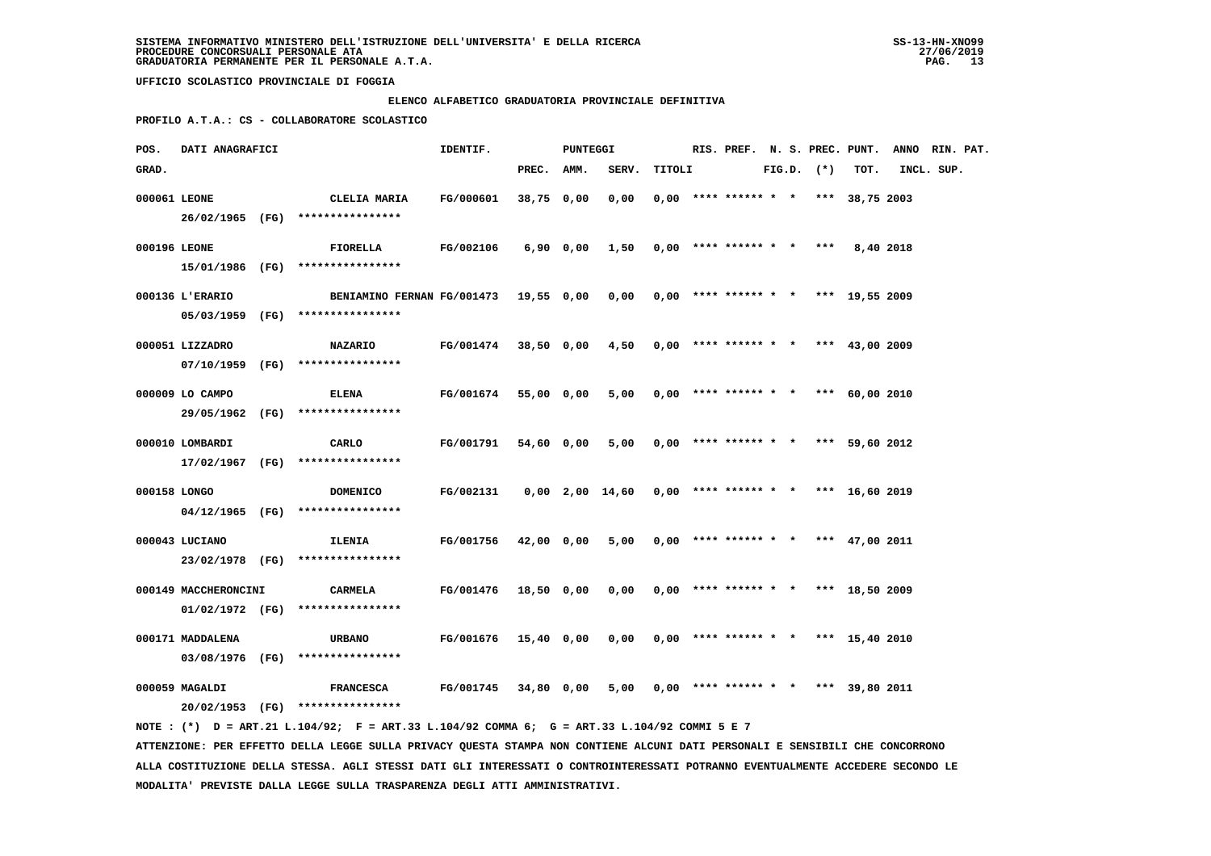SISTEMA INFORMATIVO MINISTERO DELL'ISTRUZIONE DELL'UNIVERSITA' E DELLA RICERCA
PROCEDURE CONCORSUALI PERSONALE ATA
GRADUATORIA PERMANENTE PER IL PERSONALE A.T.A.

UFFICIO SCOLASTICO PROVINCIALE DI FOGGIA

ELENCO ALFABETICO GRADUATORIA PROVINCIALE DEFINITIVA

PROFILO A.T.A.: CS - COLLABORATORE SCOLASTICO

| POS. GRAD. | DATI ANAGRAFICI | | IDENTIF. | PUNTEGGI PREC. | AMM. | SERV. | TITOLI | RIS. | PREF. | N. S. FIG.D. | PREC. (*) | PUNT. TOT. | ANNO INCL. | RIN. PAT. SUP. |
|---|---|---|---|---|---|---|---|---|---|---|---|---|---|---|
| 000061 | LEONE 26/02/1965 (FG) **************** | CLELIA MARIA | FG/000601 | 38,75 | 0,00 | 0,00 | 0,00 | **** | ****** | * * | *** | 38,75 | 2003 | |
| 000196 | LEONE 15/01/1986 (FG) **************** | FIORELLA | FG/002106 | 6,90 | 0,00 | 1,50 | 0,00 | **** | ****** | * * | *** | 8,40 | 2018 | |
| 000136 | L'ERARIO 05/03/1959 (FG) **************** | BENIAMINO FERNAN | FG/001473 | 19,55 | 0,00 | 0,00 | 0,00 | **** | ****** | * * | *** | 19,55 | 2009 | |
| 000051 | LIZZADRO 07/10/1959 (FG) **************** | NAZARIO | FG/001474 | 38,50 | 0,00 | 4,50 | 0,00 | **** | ****** | * * | *** | 43,00 | 2009 | |
| 000009 | LO CAMPO 29/05/1962 (FG) **************** | ELENA | FG/001674 | 55,00 | 0,00 | 5,00 | 0,00 | **** | ****** | * * | *** | 60,00 | 2010 | |
| 000010 | LOMBARDI 17/02/1967 (FG) **************** | CARLO | FG/001791 | 54,60 | 0,00 | 5,00 | 0,00 | **** | ****** | * * | *** | 59,60 | 2012 | |
| 000158 | LONGO 04/12/1965 (FG) **************** | DOMENICO | FG/002131 | 0,00 | 2,00 | 14,60 | 0,00 | **** | ****** | * * | *** | 16,60 | 2019 | |
| 000043 | LUCIANO 23/02/1978 (FG) **************** | ILENIA | FG/001756 | 42,00 | 0,00 | 5,00 | 0,00 | **** | ****** | * * | *** | 47,00 | 2011 | |
| 000149 | MACCHERONCINI 01/02/1972 (FG) **************** | CARMELA | FG/001476 | 18,50 | 0,00 | 0,00 | 0,00 | **** | ****** | * * | *** | 18,50 | 2009 | |
| 000171 | MADDALENA 03/08/1976 (FG) **************** | URBANO | FG/001676 | 15,40 | 0,00 | 0,00 | 0,00 | **** | ****** | * * | *** | 15,40 | 2010 | |
| 000059 | MAGALDI 20/02/1953 (FG) **************** | FRANCESCA | FG/001745 | 34,80 | 0,00 | 5,00 | 0,00 | **** | ****** | * * | *** | 39,80 | 2011 | |

NOTE : (*) D = ART.21 L.104/92; F = ART.33 L.104/92 COMMA 6; G = ART.33 L.104/92 COMMI 5 E 7

ATTENZIONE: PER EFFETTO DELLA LEGGE SULLA PRIVACY QUESTA STAMPA NON CONTIENE ALCUNI DATI PERSONALI E SENSIBILI CHE CONCORRONO ALLA COSTITUZIONE DELLA STESSA. AGLI STESSI DATI GLI INTERESSATI O CONTROINTERESSATI POTRANNO EVENTUALMENTE ACCEDERE SECONDO LE MODALITA' PREVISTE DALLA LEGGE SULLA TRASPARENZA DEGLI ATTI AMMINISTRATIVI.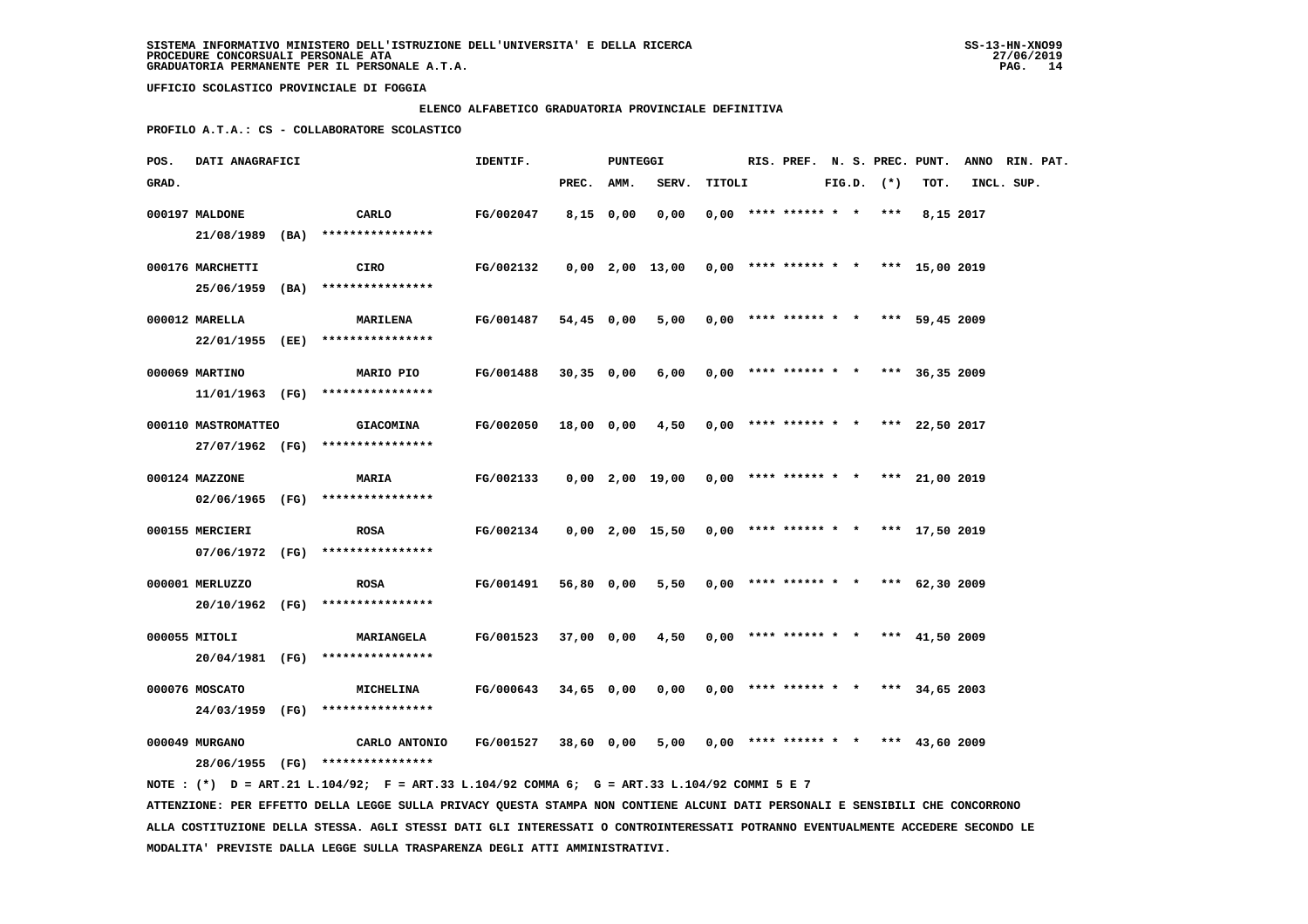SISTEMA INFORMATIVO MINISTERO DELL'ISTRUZIONE DELL'UNIVERSITA' E DELLA RICERCA
PROCEDURE CONCORSUALI PERSONALE ATA
GRADUATORIA PERMANENTE PER IL PERSONALE A.T.A.

UFFICIO SCOLASTICO PROVINCIALE DI FOGGIA

ELENCO ALFABETICO GRADUATORIA PROVINCIALE DEFINITIVA

PROFILO A.T.A.: CS - COLLABORATORE SCOLASTICO

| POS. GRAD. | DATI ANAGRAFICI | | IDENTIF. | PUNTEGGI PREC. | AMM. | SERV. | TITOLI | RIS. | PREF. | N. S. FIG.D. | PREC. (*) | PUNT. TOT. | ANNO INCL. | RIN. SUP. | PAT. |
|---|---|---|---|---|---|---|---|---|---|---|---|---|---|---|---|
| 000197 | MALDONE<br>21/08/1989 (BA) | CARLO<br>**************** | FG/002047 | 8,15 | 0,00 | 0,00 | 0,00 | **** | ****** | * * | *** | 8,15 | 2017 | | |
| 000176 | MARCHETTI<br>25/06/1959 (BA) | CIRO<br>**************** | FG/002132 | 0,00 | 2,00 | 13,00 | 0,00 | **** | ****** | * * | *** | 15,00 | 2019 | | |
| 000012 | MARELLA<br>22/01/1955 (EE) | MARILENA<br>**************** | FG/001487 | 54,45 | 0,00 | 5,00 | 0,00 | **** | ****** | * * | *** | 59,45 | 2009 | | |
| 000069 | MARTINO<br>11/01/1963 (FG) | MARIO PIO<br>**************** | FG/001488 | 30,35 | 0,00 | 6,00 | 0,00 | **** | ****** | * * | *** | 36,35 | 2009 | | |
| 000110 | MASTROMATTEO<br>27/07/1962 (FG) | GIACOMINA<br>**************** | FG/002050 | 18,00 | 0,00 | 4,50 | 0,00 | **** | ****** | * * | *** | 22,50 | 2017 | | |
| 000124 | MAZZONE<br>02/06/1965 (FG) | MARIA<br>**************** | FG/002133 | 0,00 | 2,00 | 19,00 | 0,00 | **** | ****** | * * | *** | 21,00 | 2019 | | |
| 000155 | MERCIERI<br>07/06/1972 (FG) | ROSA<br>**************** | FG/002134 | 0,00 | 2,00 | 15,50 | 0,00 | **** | ****** | * * | *** | 17,50 | 2019 | | |
| 000001 | MERLUZZO<br>20/10/1962 (FG) | ROSA<br>**************** | FG/001491 | 56,80 | 0,00 | 5,50 | 0,00 | **** | ****** | * * | *** | 62,30 | 2009 | | |
| 000055 | MITOLI<br>20/04/1981 (FG) | MARIANGELA<br>**************** | FG/001523 | 37,00 | 0,00 | 4,50 | 0,00 | **** | ****** | * * | *** | 41,50 | 2009 | | |
| 000076 | MOSCATO<br>24/03/1959 (FG) | MICHELINA<br>**************** | FG/000643 | 34,65 | 0,00 | 0,00 | 0,00 | **** | ****** | * * | *** | 34,65 | 2003 | | |
| 000049 | MURGANO<br>28/06/1955 (FG) | CARLO ANTONIO<br>**************** | FG/001527 | 38,60 | 0,00 | 5,00 | 0,00 | **** | ****** | * * | *** | 43,60 | 2009 | | |

NOTE : (*) D = ART.21 L.104/92; F = ART.33 L.104/92 COMMA 6; G = ART.33 L.104/92 COMMI 5 E 7

ATTENZIONE: PER EFFETTO DELLA LEGGE SULLA PRIVACY QUESTA STAMPA NON CONTIENE ALCUNI DATI PERSONALI E SENSIBILI CHE CONCORRONO ALLA COSTITUZIONE DELLA STESSA. AGLI STESSI DATI GLI INTERESSATI O CONTROINTERESSATI POTRANNO EVENTUALMENTE ACCEDERE SECONDO LE MODALITA' PREVISTE DALLA LEGGE SULLA TRASPARENZA DEGLI ATTI AMMINISTRATIVI.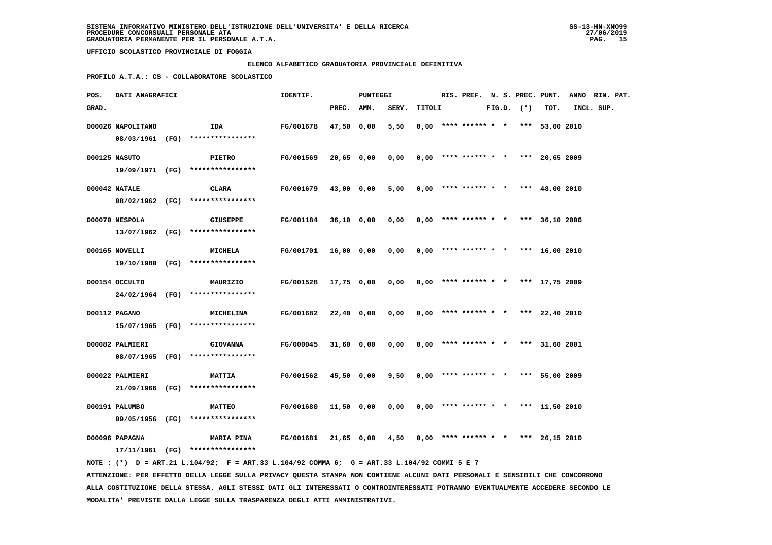SISTEMA INFORMATIVO MINISTERO DELL'ISTRUZIONE DELL'UNIVERSITA' E DELLA RICERCA
PROCEDURE CONCORSUALI PERSONALE ATA
GRADUATORIA PERMANENTE PER IL PERSONALE A.T.A.

UFFICIO SCOLASTICO PROVINCIALE DI FOGGIA

ELENCO ALFABETICO GRADUATORIA PROVINCIALE DEFINITIVA

PROFILO A.T.A.: CS - COLLABORATORE SCOLASTICO

| POS. GRAD. | DATI ANAGRAFICI | | IDENTIF. | PUNTEGGI PREC. | AMM. | SERV. | TITOLI | RIS. | PREF. | N. S. FIG.D. | PREC. (*) | PUNT. TOT. | ANNO INCL. | RIN. PAT. SUP. |
|---|---|---|---|---|---|---|---|---|---|---|---|---|---|---|
| 000026 | NAPOLITANO 08/03/1961 (FG) | IDA **************** | FG/001678 | 47,50 | 0,00 | 5,50 | 0,00 | **** | ****** | * * | *** | 53,00 | 2010 | |
| 000125 | NASUTO 19/09/1971 (FG) | PIETRO **************** | FG/001569 | 20,65 | 0,00 | 0,00 | 0,00 | **** | ****** | * * | *** | 20,65 | 2009 | |
| 000042 | NATALE 08/02/1962 (FG) | CLARA **************** | FG/001679 | 43,00 | 0,00 | 5,00 | 0,00 | **** | ****** | * * | *** | 48,00 | 2010 | |
| 000070 | NESPOLA 13/07/1962 (FG) | GIUSEPPE **************** | FG/001184 | 36,10 | 0,00 | 0,00 | 0,00 | **** | ****** | * * | *** | 36,10 | 2006 | |
| 000165 | NOVELLI 19/10/1980 (FG) | MICHELA **************** | FG/001701 | 16,00 | 0,00 | 0,00 | 0,00 | **** | ****** | * * | *** | 16,00 | 2010 | |
| 000154 | OCCULTO 24/02/1964 (FG) | MAURIZIO **************** | FG/001528 | 17,75 | 0,00 | 0,00 | 0,00 | **** | ****** | * * | *** | 17,75 | 2009 | |
| 000112 | PAGANO 15/07/1965 (FG) | MICHELINA **************** | FG/001682 | 22,40 | 0,00 | 0,00 | 0,00 | **** | ****** | * * | *** | 22,40 | 2010 | |
| 000082 | PALMIERI 08/07/1965 (FG) | GIOVANNA **************** | FG/000045 | 31,60 | 0,00 | 0,00 | 0,00 | **** | ****** | * * | *** | 31,60 | 2001 | |
| 000022 | PALMIERI 21/09/1966 (FG) | MATTIA **************** | FG/001562 | 45,50 | 0,00 | 9,50 | 0,00 | **** | ****** | * * | *** | 55,00 | 2009 | |
| 000191 | PALUMBO 09/05/1956 (FG) | MATTEO **************** | FG/001680 | 11,50 | 0,00 | 0,00 | 0,00 | **** | ****** | * * | *** | 11,50 | 2010 | |
| 000096 | PAPAGNA 17/11/1961 (FG) | MARIA PINA **************** | FG/001681 | 21,65 | 0,00 | 4,50 | 0,00 | **** | ****** | * * | *** | 26,15 | 2010 | |

NOTE : (*) D = ART.21 L.104/92; F = ART.33 L.104/92 COMMA 6; G = ART.33 L.104/92 COMMI 5 E 7

ATTENZIONE: PER EFFETTO DELLA LEGGE SULLA PRIVACY QUESTA STAMPA NON CONTIENE ALCUNI DATI PERSONALI E SENSIBILI CHE CONCORRONO ALLA COSTITUZIONE DELLA STESSA. AGLI STESSI DATI GLI INTERESSATI O CONTROINTERESSATI POTRANNO EVENTUALMENTE ACCEDERE SECONDO LE MODALITA' PREVISTE DALLA LEGGE SULLA TRASPARENZA DEGLI ATTI AMMINISTRATIVI.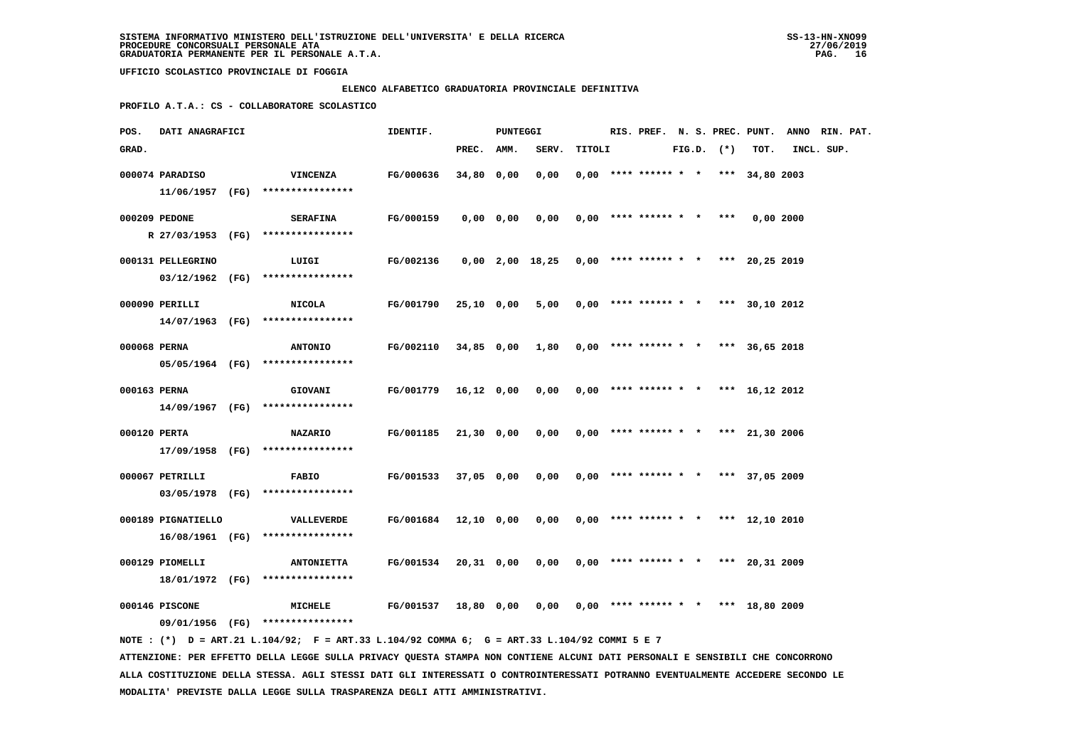SISTEMA INFORMATIVO MINISTERO DELL'ISTRUZIONE DELL'UNIVERSITA' E DELLA RICERCA
PROCEDURE CONCORSUALI PERSONALE ATA
GRADUATORIA PERMANENTE PER IL PERSONALE A.T.A.

UFFICIO SCOLASTICO PROVINCIALE DI FOGGIA

ELENCO ALFABETICO GRADUATORIA PROVINCIALE DEFINITIVA

PROFILO A.T.A.: CS - COLLABORATORE SCOLASTICO

| POS. GRAD. | DATI ANAGRAFICI | | IDENTIF. | PUNTEGGI PREC. | AMM. | SERV. | TITOLI | RIS. | PREF. | N. S. FIG.D. | PREC. (*) | PUNT. TOT. | ANNO INCL. | RIN. PAT. SUP. |
|---|---|---|---|---|---|---|---|---|---|---|---|---|---|---|
| 000074 | PARADISO 11/06/1957 (FG) | VINCENZA **************** | FG/000636 | 34,80 | 0,00 | 0,00 | 0,00 | **** | ****** | * * | *** | 34,80 | 2003 | |
| 000209 | PEDONE R 27/03/1953 (FG) | SERAFINA **************** | FG/000159 | 0,00 | 0,00 | 0,00 | 0,00 | **** | ****** | * * | *** | 0,00 | 2000 | |
| 000131 | PELLEGRINO 03/12/1962 (FG) | LUIGI **************** | FG/002136 | 0,00 | 2,00 | 18,25 | 0,00 | **** | ****** | * * | *** | 20,25 | 2019 | |
| 000090 | PERILLI 14/07/1963 (FG) | NICOLA **************** | FG/001790 | 25,10 | 0,00 | 5,00 | 0,00 | **** | ****** | * * | *** | 30,10 | 2012 | |
| 000068 | PERNA 05/05/1964 (FG) | ANTONIO **************** | FG/002110 | 34,85 | 0,00 | 1,80 | 0,00 | **** | ****** | * * | *** | 36,65 | 2018 | |
| 000163 | PERNA 14/09/1967 (FG) | GIOVANI **************** | FG/001779 | 16,12 | 0,00 | 0,00 | 0,00 | **** | ****** | * * | *** | 16,12 | 2012 | |
| 000120 | PERTA 17/09/1958 (FG) | NAZARIO **************** | FG/001185 | 21,30 | 0,00 | 0,00 | 0,00 | **** | ****** | * * | *** | 21,30 | 2006 | |
| 000067 | PETRILLI 03/05/1978 (FG) | FABIO **************** | FG/001533 | 37,05 | 0,00 | 0,00 | 0,00 | **** | ****** | * * | *** | 37,05 | 2009 | |
| 000189 | PIGNATIELLO 16/08/1961 (FG) | VALLEVERDE **************** | FG/001684 | 12,10 | 0,00 | 0,00 | 0,00 | **** | ****** | * * | *** | 12,10 | 2010 | |
| 000129 | PIOMELLI 18/01/1972 (FG) | ANTONIETTA **************** | FG/001534 | 20,31 | 0,00 | 0,00 | 0,00 | **** | ****** | * * | *** | 20,31 | 2009 | |
| 000146 | PISCONE 09/01/1956 (FG) | MICHELE **************** | FG/001537 | 18,80 | 0,00 | 0,00 | 0,00 | **** | ****** | * * | *** | 18,80 | 2009 | |

NOTE : (*) D = ART.21 L.104/92; F = ART.33 L.104/92 COMMA 6; G = ART.33 L.104/92 COMMI 5 E 7

ATTENZIONE: PER EFFETTO DELLA LEGGE SULLA PRIVACY QUESTA STAMPA NON CONTIENE ALCUNI DATI PERSONALI E SENSIBILI CHE CONCORRONO ALLA COSTITUZIONE DELLA STESSA. AGLI STESSI DATI GLI INTERESSATI O CONTROINTERESSATI POTRANNO EVENTUALMENTE ACCEDERE SECONDO LE MODALITA' PREVISTE DALLA LEGGE SULLA TRASPARENZA DEGLI ATTI AMMINISTRATIVI.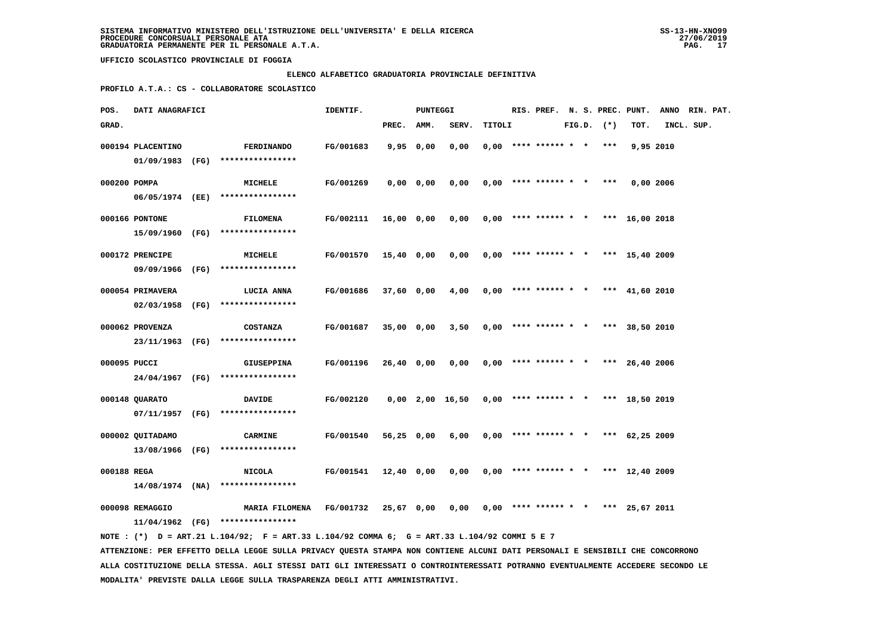SISTEMA INFORMATIVO MINISTERO DELL'ISTRUZIONE DELL'UNIVERSITA' E DELLA RICERCA
PROCEDURE CONCORSUALI PERSONALE ATA
GRADUATORIA PERMANENTE PER IL PERSONALE A.T.A.

UFFICIO SCOLASTICO PROVINCIALE DI FOGGIA

ELENCO ALFABETICO GRADUATORIA PROVINCIALE DEFINITIVA

PROFILO A.T.A.: CS - COLLABORATORE SCOLASTICO

| POS. GRAD. | DATI ANAGRAFICI | | IDENTIF. | PUNTEGGI PREC. | AMM. | SERV. | TITOLI | RIS. | PREF. | N. S. FIG.D. | PREC. (*) | PUNT. TOT. | ANNO INCL. | RIN. SUP. | PAT. |
|---|---|---|---|---|---|---|---|---|---|---|---|---|---|---|---|
| 000194 | PLACENTINO 01/09/1983 (FG) | FERDINANDO **************** | FG/001683 | 9,95 | 0,00 | 0,00 | 0,00 | **** | ****** | * * | *** | 9,95 | 2010 | | |
| 000200 | POMPA 06/05/1974 (EE) | MICHELE **************** | FG/001269 | 0,00 | 0,00 | 0,00 | 0,00 | **** | ****** | * * | *** | 0,00 | 2006 | | |
| 000166 | PONTONE 15/09/1960 (FG) | FILOMENA **************** | FG/002111 | 16,00 | 0,00 | 0,00 | 0,00 | **** | ****** | * * | *** | 16,00 | 2018 | | |
| 000172 | PRENCIPE 09/09/1966 (FG) | MICHELE **************** | FG/001570 | 15,40 | 0,00 | 0,00 | 0,00 | **** | ****** | * * | *** | 15,40 | 2009 | | |
| 000054 | PRIMAVERA 02/03/1958 (FG) | LUCIA ANNA **************** | FG/001686 | 37,60 | 0,00 | 4,00 | 0,00 | **** | ****** | * * | *** | 41,60 | 2010 | | |
| 000062 | PROVENZA 23/11/1963 (FG) | COSTANZA **************** | FG/001687 | 35,00 | 0,00 | 3,50 | 0,00 | **** | ****** | * * | *** | 38,50 | 2010 | | |
| 000095 | PUCCI 24/04/1967 (FG) | GIUSEPPINA **************** | FG/001196 | 26,40 | 0,00 | 0,00 | 0,00 | **** | ****** | * * | *** | 26,40 | 2006 | | |
| 000148 | QUARATO 07/11/1957 (FG) | DAVIDE **************** | FG/002120 | 0,00 | 2,00 | 16,50 | 0,00 | **** | ****** | * * | *** | 18,50 | 2019 | | |
| 000002 | QUITADAMO 13/08/1966 (FG) | CARMINE **************** | FG/001540 | 56,25 | 0,00 | 6,00 | 0,00 | **** | ****** | * * | *** | 62,25 | 2009 | | |
| 000188 | REGA 14/08/1974 (NA) | NICOLA **************** | FG/001541 | 12,40 | 0,00 | 0,00 | 0,00 | **** | ****** | * * | *** | 12,40 | 2009 | | |
| 000098 | REMAGGIO 11/04/1962 (FG) | MARIA FILOMENA **************** | FG/001732 | 25,67 | 0,00 | 0,00 | 0,00 | **** | ****** | * * | *** | 25,67 | 2011 | | |

NOTE : (*) D = ART.21 L.104/92; F = ART.33 L.104/92 COMMA 6; G = ART.33 L.104/92 COMMI 5 E 7

ATTENZIONE: PER EFFETTO DELLA LEGGE SULLA PRIVACY QUESTA STAMPA NON CONTIENE ALCUNI DATI PERSONALI E SENSIBILI CHE CONCORRONO ALLA COSTITUZIONE DELLA STESSA. AGLI STESSI DATI GLI INTERESSATI O CONTROINTERESSATI POTRANNO EVENTUALMENTE ACCEDERE SECONDO LE MODALITA' PREVISTE DALLA LEGGE SULLA TRASPARENZA DEGLI ATTI AMMINISTRATIVI.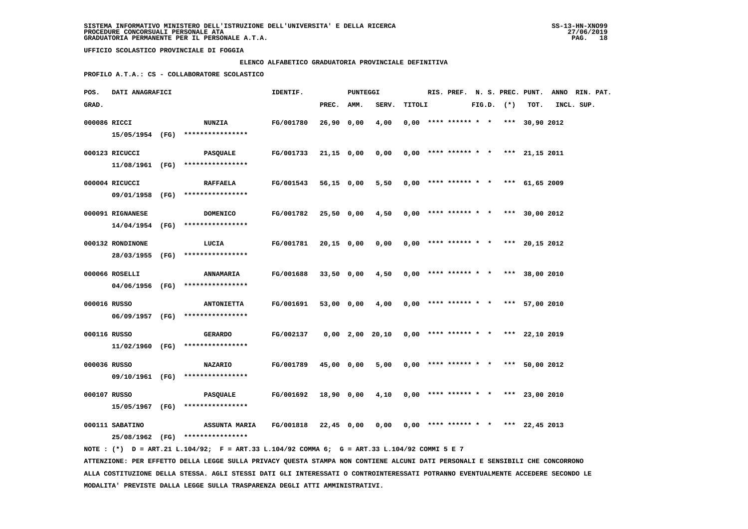SISTEMA INFORMATIVO MINISTERO DELL'ISTRUZIONE DELL'UNIVERSITA' E DELLA RICERCA
PROCEDURE CONCORSUALI PERSONALE ATA
GRADUATORIA PERMANENTE PER IL PERSONALE A.T.A.

UFFICIO SCOLASTICO PROVINCIALE DI FOGGIA

ELENCO ALFABETICO GRADUATORIA PROVINCIALE DEFINITIVA

PROFILO A.T.A.: CS - COLLABORATORE SCOLASTICO

| POS. GRAD. | DATI ANAGRAFICI | | IDENTIF. | PUNTEGGI PREC. | AMM. | SERV. | TITOLI | RIS. | PREF. | N. S. FIG.D. | PREC. (*) | PUNT. TOT. | ANNO INCL. | RIN. PAT. SUP. |
|---|---|---|---|---|---|---|---|---|---|---|---|---|---|---|
| 000086 | RICCI 15/05/1954 (FG) | NUNZIA **************** | FG/001780 | 26,90 | 0,00 | 4,00 | 0,00 | **** | ****** | * * | *** | 30,90 | 2012 | |
| 000123 | RICUCCI 11/08/1961 (FG) | PASQUALE **************** | FG/001733 | 21,15 | 0,00 | 0,00 | 0,00 | **** | ****** | * * | *** | 21,15 | 2011 | |
| 000004 | RICUCCI 09/01/1958 (FG) | RAFFAELA **************** | FG/001543 | 56,15 | 0,00 | 5,50 | 0,00 | **** | ****** | * * | *** | 61,65 | 2009 | |
| 000091 | RIGNANESE 14/04/1954 (FG) | DOMENICO **************** | FG/001782 | 25,50 | 0,00 | 4,50 | 0,00 | **** | ****** | * * | *** | 30,00 | 2012 | |
| 000132 | RONDINONE 28/03/1955 (FG) | LUCIA **************** | FG/001781 | 20,15 | 0,00 | 0,00 | 0,00 | **** | ****** | * * | *** | 20,15 | 2012 | |
| 000066 | ROSELLI 04/06/1956 (FG) | ANNAMARIA **************** | FG/001688 | 33,50 | 0,00 | 4,50 | 0,00 | **** | ****** | * * | *** | 38,00 | 2010 | |
| 000016 | RUSSO 06/09/1957 (FG) | ANTONIETTA **************** | FG/001691 | 53,00 | 0,00 | 4,00 | 0,00 | **** | ****** | * * | *** | 57,00 | 2010 | |
| 000116 | RUSSO 11/02/1960 (FG) | GERARDO **************** | FG/002137 | 0,00 | 2,00 | 20,10 | 0,00 | **** | ****** | * * | *** | 22,10 | 2019 | |
| 000036 | RUSSO 09/10/1961 (FG) | NAZARIO **************** | FG/001789 | 45,00 | 0,00 | 5,00 | 0,00 | **** | ****** | * * | *** | 50,00 | 2012 | |
| 000107 | RUSSO 15/05/1967 (FG) | PASQUALE **************** | FG/001692 | 18,90 | 0,00 | 4,10 | 0,00 | **** | ****** | * * | *** | 23,00 | 2010 | |
| 000111 | SABATINO 25/08/1962 (FG) | ASSUNTA MARIA **************** | FG/001818 | 22,45 | 0,00 | 0,00 | 0,00 | **** | ****** | * * | *** | 22,45 | 2013 | |

NOTE : (*) D = ART.21 L.104/92; F = ART.33 L.104/92 COMMA 6; G = ART.33 L.104/92 COMMI 5 E 7

ATTENZIONE: PER EFFETTO DELLA LEGGE SULLA PRIVACY QUESTA STAMPA NON CONTIENE ALCUNI DATI PERSONALI E SENSIBILI CHE CONCORRONO ALLA COSTITUZIONE DELLA STESSA. AGLI STESSI DATI GLI INTERESSATI O CONTROINTERESSATI POTRANNO EVENTUALMENTE ACCEDERE SECONDO LE MODALITA' PREVISTE DALLA LEGGE SULLA TRASPARENZA DEGLI ATTI AMMINISTRATIVI.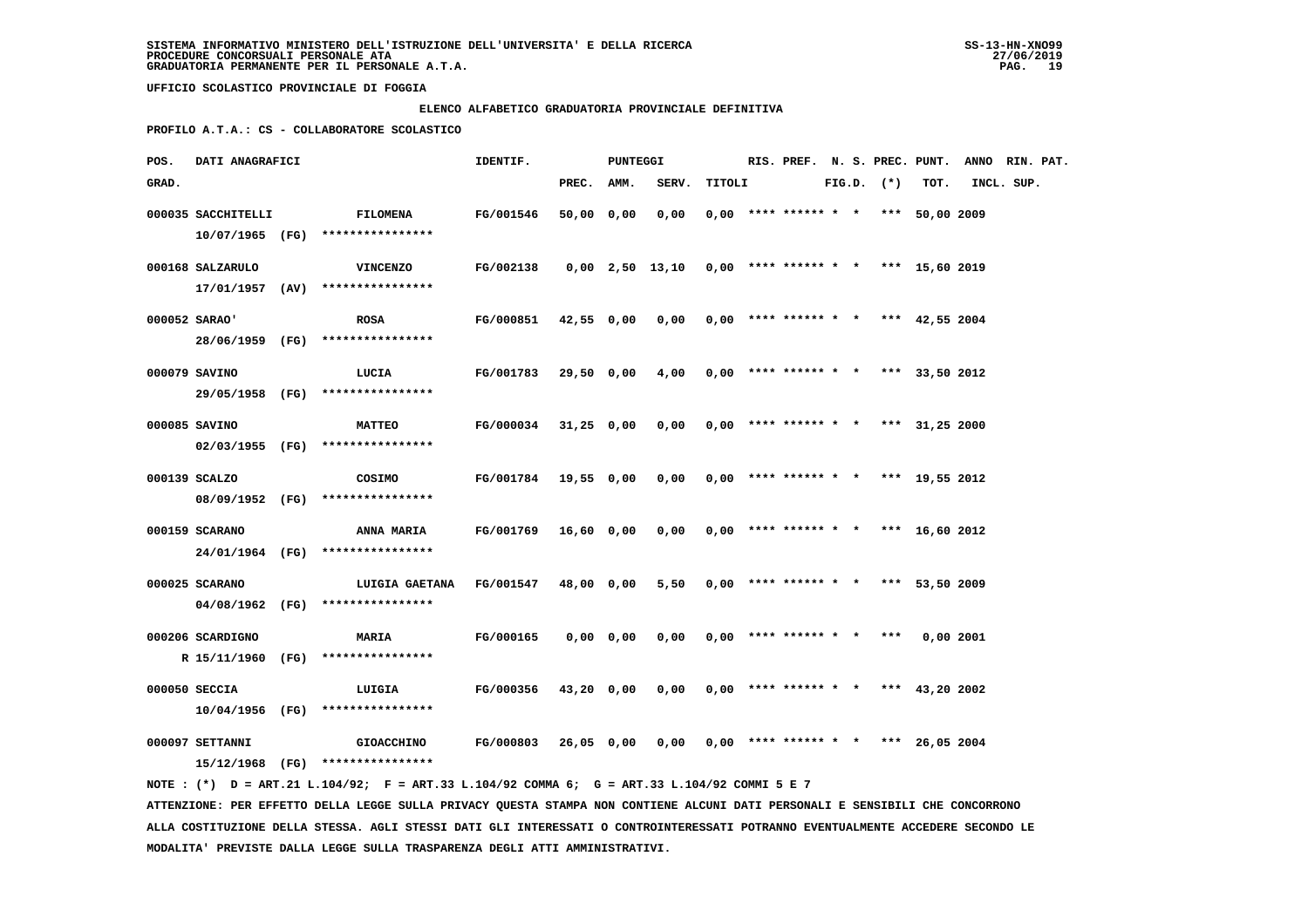SISTEMA INFORMATIVO MINISTERO DELL'ISTRUZIONE DELL'UNIVERSITA' E DELLA RICERCA
PROCEDURE CONCORSUALI PERSONALE ATA
GRADUATORIA PERMANENTE PER IL PERSONALE A.T.A.

SS-13-HN-XNO99
27/06/2019

UFFICIO SCOLASTICO PROVINCIALE DI FOGGIA

**ELENCO ALFABETICO GRADUATORIA PROVINCIALE DEFINITIVA**

**PROFILO A.T.A.: CS - COLLABORATORE SCOLASTICO**

| POS. GRAD. | DATI ANAGRAFICI | | IDENTIF. | PUNTEGGI PREC. | AMM. | SERV. | TITOLI | RIS. | PREF. | N. S. FIG.D. | PREC. (*) | PUNT. TOT. | ANNO INCL. | RIN. PAT. SUP. |
|---|---|---|---|---|---|---|---|---|---|---|---|---|---|---|
| 000035 | SACCHITELLI 10/07/1965 (FG) | FILOMENA **************** | FG/001546 | 50,00 | 0,00 | 0,00 | 0,00 | **** | ****** | * * | *** | 50,00 | 2009 | |
| 000168 | SALZARULO 17/01/1957 (AV) | VINCENZO **************** | FG/002138 | 0,00 | 2,50 | 13,10 | 0,00 | **** | ****** | * * | *** | 15,60 | 2019 | |
| 000052 | SARAO' 28/06/1959 (FG) | ROSA **************** | FG/000851 | 42,55 | 0,00 | 0,00 | 0,00 | **** | ****** | * * | *** | 42,55 | 2004 | |
| 000079 | SAVINO 29/05/1958 (FG) | LUCIA **************** | FG/001783 | 29,50 | 0,00 | 4,00 | 0,00 | **** | ****** | * * | *** | 33,50 | 2012 | |
| 000085 | SAVINO 02/03/1955 (FG) | MATTEO **************** | FG/000034 | 31,25 | 0,00 | 0,00 | 0,00 | **** | ****** | * * | *** | 31,25 | 2000 | |
| 000139 | SCALZO 08/09/1952 (FG) | COSIMO **************** | FG/001784 | 19,55 | 0,00 | 0,00 | 0,00 | **** | ****** | * * | *** | 19,55 | 2012 | |
| 000159 | SCARANO 24/01/1964 (FG) | ANNA MARIA **************** | FG/001769 | 16,60 | 0,00 | 0,00 | 0,00 | **** | ****** | * * | *** | 16,60 | 2012 | |
| 000025 | SCARANO 04/08/1962 (FG) | LUIGIA GAETANA **************** | FG/001547 | 48,00 | 0,00 | 5,50 | 0,00 | **** | ****** | * * | *** | 53,50 | 2009 | |
| 000206 | SCARDIGNO R 15/11/1960 (FG) | MARIA **************** | FG/000165 | 0,00 | 0,00 | 0,00 | 0,00 | **** | ****** | * * | *** | 0,00 | 2001 | |
| 000050 | SECCIA 10/04/1956 (FG) | LUIGIA **************** | FG/000356 | 43,20 | 0,00 | 0,00 | 0,00 | **** | ****** | * * | *** | 43,20 | 2002 | |
| 000097 | SETTANNI 15/12/1968 (FG) | GIOACCHINO **************** | FG/000803 | 26,05 | 0,00 | 0,00 | 0,00 | **** | ****** | * * | *** | 26,05 | 2004 | |

NOTE : (*) D = ART.21 L.104/92; F = ART.33 L.104/92 COMMA 6; G = ART.33 L.104/92 COMMI 5 E 7

ATTENZIONE: PER EFFETTO DELLA LEGGE SULLA PRIVACY QUESTA STAMPA NON CONTIENE ALCUNI DATI PERSONALI E SENSIBILI CHE CONCORRONO ALLA COSTITUZIONE DELLA STESSA. AGLI STESSI DATI GLI INTERESSATI O CONTROINTERESSATI POTRANNO EVENTUALMENTE ACCEDERE SECONDO LE MODALITA' PREVISTE DALLA LEGGE SULLA TRASPARENZA DEGLI ATTI AMMINISTRATIVI.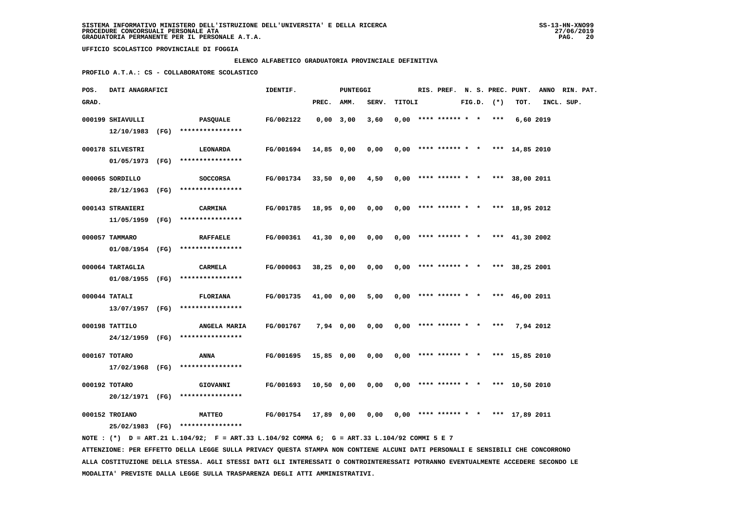SISTEMA INFORMATIVO MINISTERO DELL'ISTRUZIONE DELL'UNIVERSITA' E DELLA RICERCA
PROCEDURE CONCORSUALI PERSONALE ATA
GRADUATORIA PERMANENTE PER IL PERSONALE A.T.A.

SS-13-HN-XNO99
27/06/2019

UFFICIO SCOLASTICO PROVINCIALE DI FOGGIA

ELENCO ALFABETICO GRADUATORIA PROVINCIALE DEFINITIVA

PROFILO A.T.A.: CS - COLLABORATORE SCOLASTICO

| POS. GRAD. | DATI ANAGRAFICI | | IDENTIF. | PUNTEGGI PREC. | AMM. | SERV. | TITOLI | RIS. | PREF. | N. S. FIG.D. | PREC. (*) | PUNT. TOT. | ANNO INCL. | RIN. SUP. | PAT. |
|---|---|---|---|---|---|---|---|---|---|---|---|---|---|---|---|
| 000199 | SHIAVULLI 12/10/1983 (FG) **************** | PASQUALE | FG/002122 | 0,00 | 3,00 | 3,60 | 0,00 | **** | ****** | * * | *** | 6,60 | 2019 | | |
| 000178 | SILVESTRI 01/05/1973 (FG) **************** | LEONARDA | FG/001694 | 14,85 | 0,00 | 0,00 | 0,00 | **** | ****** | * * | *** | 14,85 | 2010 | | |
| 000065 | SORDILLO 28/12/1963 (FG) **************** | SOCCORSA | FG/001734 | 33,50 | 0,00 | 4,50 | 0,00 | **** | ****** | * * | *** | 38,00 | 2011 | | |
| 000143 | STRANIERI 11/05/1959 (FG) **************** | CARMINA | FG/001785 | 18,95 | 0,00 | 0,00 | 0,00 | **** | ****** | * * | *** | 18,95 | 2012 | | |
| 000057 | TAMMARO 01/08/1954 (FG) **************** | RAFFAELE | FG/000361 | 41,30 | 0,00 | 0,00 | 0,00 | **** | ****** | * * | *** | 41,30 | 2002 | | |
| 000064 | TARTAGLIA 01/08/1955 (FG) **************** | CARMELA | FG/000063 | 38,25 | 0,00 | 0,00 | 0,00 | **** | ****** | * * | *** | 38,25 | 2001 | | |
| 000044 | TATALI 13/07/1957 (FG) **************** | FLORIANA | FG/001735 | 41,00 | 0,00 | 5,00 | 0,00 | **** | ****** | * * | *** | 46,00 | 2011 | | |
| 000198 | TATTILO 24/12/1959 (FG) **************** | ANGELA MARIA | FG/001767 | 7,94 | 0,00 | 0,00 | 0,00 | **** | ****** | * * | *** | 7,94 | 2012 | | |
| 000167 | TOTARO 17/02/1968 (FG) **************** | ANNA | FG/001695 | 15,85 | 0,00 | 0,00 | 0,00 | **** | ****** | * * | *** | 15,85 | 2010 | | |
| 000192 | TOTARO 20/12/1971 (FG) **************** | GIOVANNI | FG/001693 | 10,50 | 0,00 | 0,00 | 0,00 | **** | ****** | * * | *** | 10,50 | 2010 | | |
| 000152 | TROIANO 25/02/1983 (FG) **************** | MATTEO | FG/001754 | 17,89 | 0,00 | 0,00 | 0,00 | **** | ****** | * * | *** | 17,89 | 2011 | | |

NOTE : (*) D = ART.21 L.104/92; F = ART.33 L.104/92 COMMA 6; G = ART.33 L.104/92 COMMI 5 E 7

ATTENZIONE: PER EFFETTO DELLA LEGGE SULLA PRIVACY QUESTA STAMPA NON CONTIENE ALCUNI DATI PERSONALI E SENSIBILI CHE CONCORRONO ALLA COSTITUZIONE DELLA STESSA. AGLI STESSI DATI GLI INTERESSATI O CONTROINTERESSATI POTRANNO EVENTUALMENTE ACCEDERE SECONDO LE MODALITA' PREVISTE DALLA LEGGE SULLA TRASPARENZA DEGLI ATTI AMMINISTRATIVI.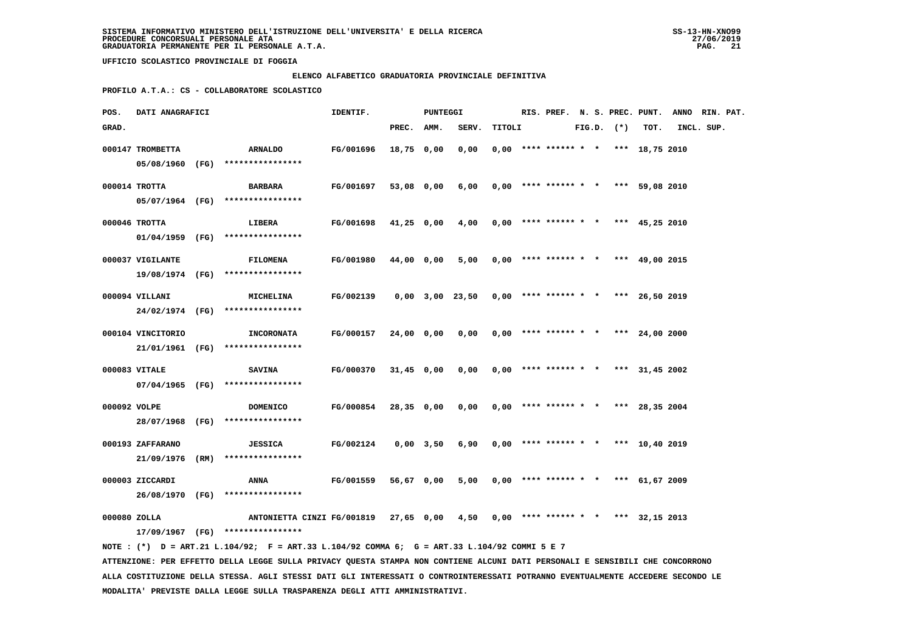SISTEMA INFORMATIVO MINISTERO DELL'ISTRUZIONE DELL'UNIVERSITA' E DELLA RICERCA
PROCEDURE CONCORSUALI PERSONALE ATA
GRADUATORIA PERMANENTE PER IL PERSONALE A.T.A.

UFFICIO SCOLASTICO PROVINCIALE DI FOGGIA

ELENCO ALFABETICO GRADUATORIA PROVINCIALE DEFINITIVA

PROFILO A.T.A.: CS - COLLABORATORE SCOLASTICO

| POS. GRAD. | DATI ANAGRAFICI | | IDENTIF. | PUNTEGGI PREC. | AMM. | SERV. | TITOLI | RIS. | PREF. | N. S. FIG.D. | PREC. (*) | PUNT. TOT. | ANNO INCL. | RIN. PAT. SUP. |
|---|---|---|---|---|---|---|---|---|---|---|---|---|---|---|
| 000147 | TROMBETTA 05/08/1960 (FG) | ARNALDO **************** | FG/001696 | 18,75 | 0,00 | 0,00 | 0,00 | **** | ****** | * * | *** | 18,75 | 2010 | |
| 000014 | TROTTA 05/07/1964 (FG) | BARBARA **************** | FG/001697 | 53,08 | 0,00 | 6,00 | 0,00 | **** | ****** | * * | *** | 59,08 | 2010 | |
| 000046 | TROTTA 01/04/1959 (FG) | LIBERA **************** | FG/001698 | 41,25 | 0,00 | 4,00 | 0,00 | **** | ****** | * * | *** | 45,25 | 2010 | |
| 000037 | VIGILANTE 19/08/1974 (FG) | FILOMENA **************** | FG/001980 | 44,00 | 0,00 | 5,00 | 0,00 | **** | ****** | * * | *** | 49,00 | 2015 | |
| 000094 | VILLANI 24/02/1974 (FG) | MICHELINA **************** | FG/002139 | 0,00 | 3,00 | 23,50 | 0,00 | **** | ****** | * * | *** | 26,50 | 2019 | |
| 000104 | VINCITORIO 21/01/1961 (FG) | INCORONATA **************** | FG/000157 | 24,00 | 0,00 | 0,00 | 0,00 | **** | ****** | * * | *** | 24,00 | 2000 | |
| 000083 | VITALE 07/04/1965 (FG) | SAVINA **************** | FG/000370 | 31,45 | 0,00 | 0,00 | 0,00 | **** | ****** | * * | *** | 31,45 | 2002 | |
| 000092 | VOLPE 28/07/1968 (FG) | DOMENICO **************** | FG/000854 | 28,35 | 0,00 | 0,00 | 0,00 | **** | ****** | * * | *** | 28,35 | 2004 | |
| 000193 | ZAFFARANO 21/09/1976 (RM) | JESSICA **************** | FG/002124 | 0,00 | 3,50 | 6,90 | 0,00 | **** | ****** | * * | *** | 10,40 | 2019 | |
| 000003 | ZICCARDI 26/08/1970 (FG) | ANNA **************** | FG/001559 | 56,67 | 0,00 | 5,00 | 0,00 | **** | ****** | * * | *** | 61,67 | 2009 | |
| 000080 | ZOLLA 17/09/1967 (FG) | ANTONIETTA CINZI **************** | FG/001819 | 27,65 | 0,00 | 4,50 | 0,00 | **** | ****** | * * | *** | 32,15 | 2013 | |

NOTE : (*) D = ART.21 L.104/92; F = ART.33 L.104/92 COMMA 6; G = ART.33 L.104/92 COMMI 5 E 7

ATTENZIONE: PER EFFETTO DELLA LEGGE SULLA PRIVACY QUESTA STAMPA NON CONTIENE ALCUNI DATI PERSONALI E SENSIBILI CHE CONCORRONO ALLA COSTITUZIONE DELLA STESSA. AGLI STESSI DATI GLI INTERESSATI O CONTROINTERESSATI POTRANNO EVENTUALMENTE ACCEDERE SECONDO LE MODALITA' PREVISTE DALLA LEGGE SULLA TRASPARENZA DEGLI ATTI AMMINISTRATIVI.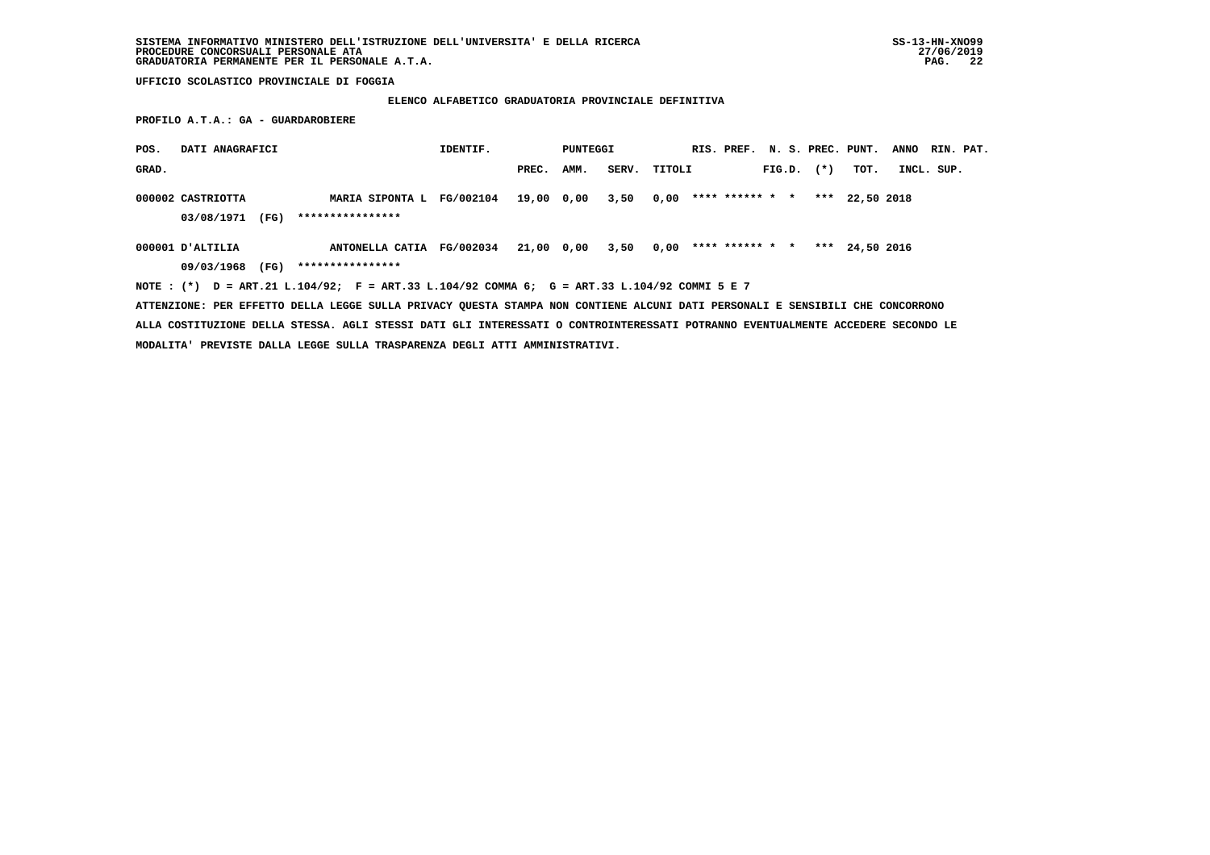SISTEMA INFORMATIVO MINISTERO DELL'ISTRUZIONE DELL'UNIVERSITA' E DELLA RICERCA
PROCEDURE CONCORSUALI PERSONALE ATA
GRADUATORIA PERMANENTE PER IL PERSONALE A.T.A.

UFFICIO SCOLASTICO PROVINCIALE DI FOGGIA

**ELENCO ALFABETICO GRADUATORIA PROVINCIALE DEFINITIVA**

PROFILO A.T.A.: GA - GUARDAROBIERE

| POS. GRAD. | DATI ANAGRAFICI | | IDENTIF. | PUNTEGGI PREC. | AMM. | SERV. | TITOLI | RIS. | PREF. | N. S. FIG.D. | PREC. (*) | PUNT. TOT. | ANNO INCL. | RIN. SUP. | PAT. |
|---|---|---|---|---|---|---|---|---|---|---|---|---|---|---|---|
| 000002 | CASTRIOTTA 03/08/1971 (FG) | MARIA SIPONTA L **************** | FG/002104 | 19,00 | 0,00 | 3,50 | 0,00 | **** | ****** | * | * *** | 22,50 | 2018 | | |
| 000001 | D'ALTILIA 09/03/1968 (FG) | ANTONELLA CATIA **************** | FG/002034 | 21,00 | 0,00 | 3,50 | 0,00 | **** | ****** | * | * *** | 24,50 | 2016 | | |

NOTE : (*) D = ART.21 L.104/92; F = ART.33 L.104/92 COMMA 6; G = ART.33 L.104/92 COMMI 5 E 7

ATTENZIONE: PER EFFETTO DELLA LEGGE SULLA PRIVACY QUESTA STAMPA NON CONTIENE ALCUNI DATI PERSONALI E SENSIBILI CHE CONCORRONO ALLA COSTITUZIONE DELLA STESSA. AGLI STESSI DATI GLI INTERESSATI O CONTROINTERESSATI POTRANNO EVENTUALMENTE ACCEDERE SECONDO LE MODALITA' PREVISTE DALLA LEGGE SULLA TRASPARENZA DEGLI ATTI AMMINISTRATIVI.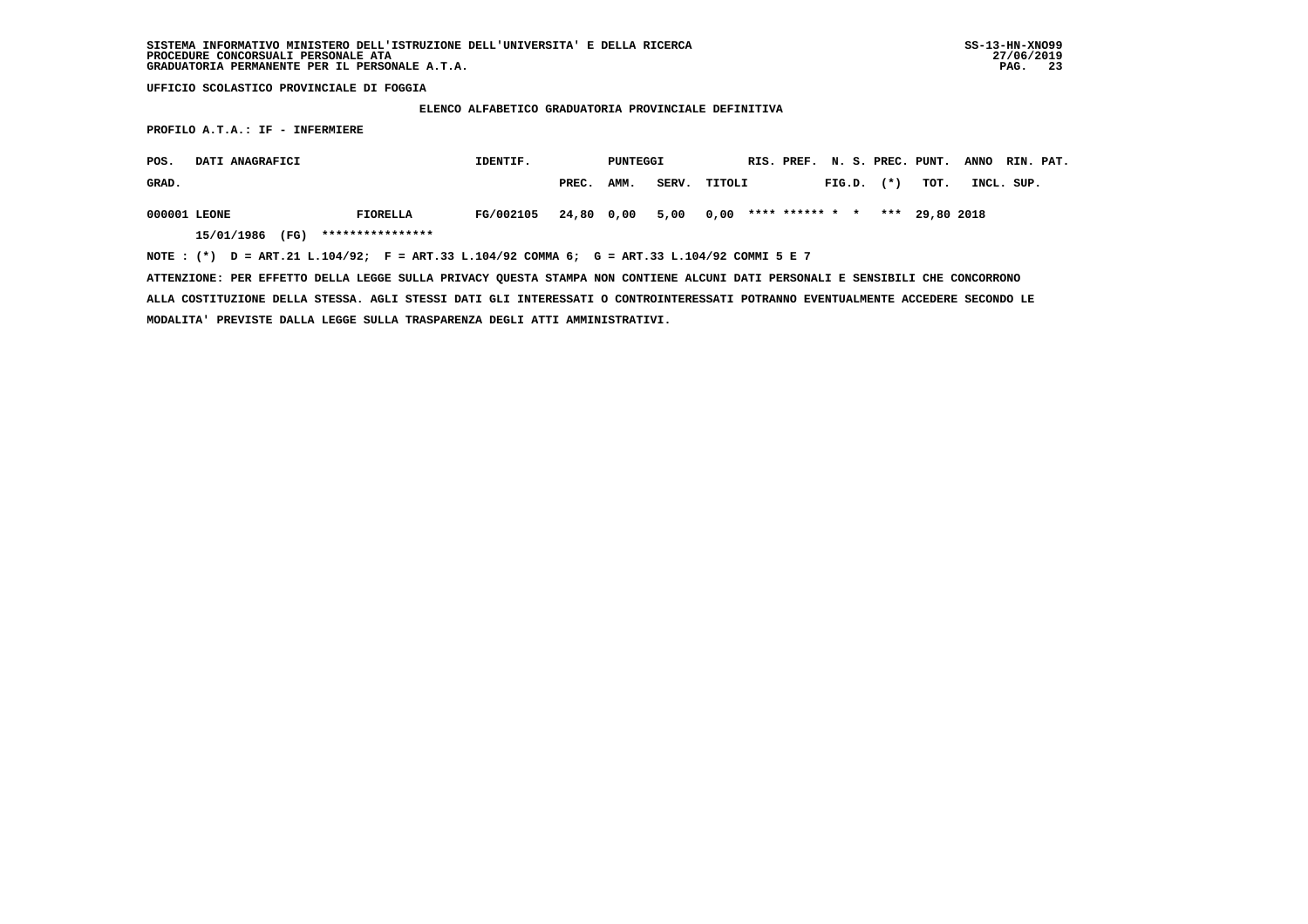UFFICIO SCOLASTICO PROVINCIALE DI FOGGIA

ELENCO ALFABETICO GRADUATORIA PROVINCIALE DEFINITIVA

PROFILO A.T.A.: IF - INFERMIERE

| POS. GRAD. | DATI ANAGRAFICI | | IDENTIF. | PUNTEGGI PREC. | AMM. | SERV. | TITOLI | RIS. | PREF. | N. S. FIG.D. | PREC. (*) | PUNT. TOT. | ANNO INCL. | RIN. SUP. | PAT. |
|---|---|---|---|---|---|---|---|---|---|---|---|---|---|---|---|
| 000001 | LEONE 15/01/1986 (FG) | FIORELLA **************** | FG/002105 | 24,80 | 0,00 | 5,00 | 0,00 | **** | ****** | * | * *** | 29,80 | 2018 | | |

NOTE : (*) D = ART.21 L.104/92; F = ART.33 L.104/92 COMMA 6; G = ART.33 L.104/92 COMMI 5 E 7

ATTENZIONE: PER EFFETTO DELLA LEGGE SULLA PRIVACY QUESTA STAMPA NON CONTIENE ALCUNI DATI PERSONALI E SENSIBILI CHE CONCORRONO ALLA COSTITUZIONE DELLA STESSA. AGLI STESSI DATI GLI INTERESSATI O CONTROINTERESSATI POTRANNO EVENTUALMENTE ACCEDERE SECONDO LE MODALITA' PREVISTE DALLA LEGGE SULLA TRASPARENZA DEGLI ATTI AMMINISTRATIVI.